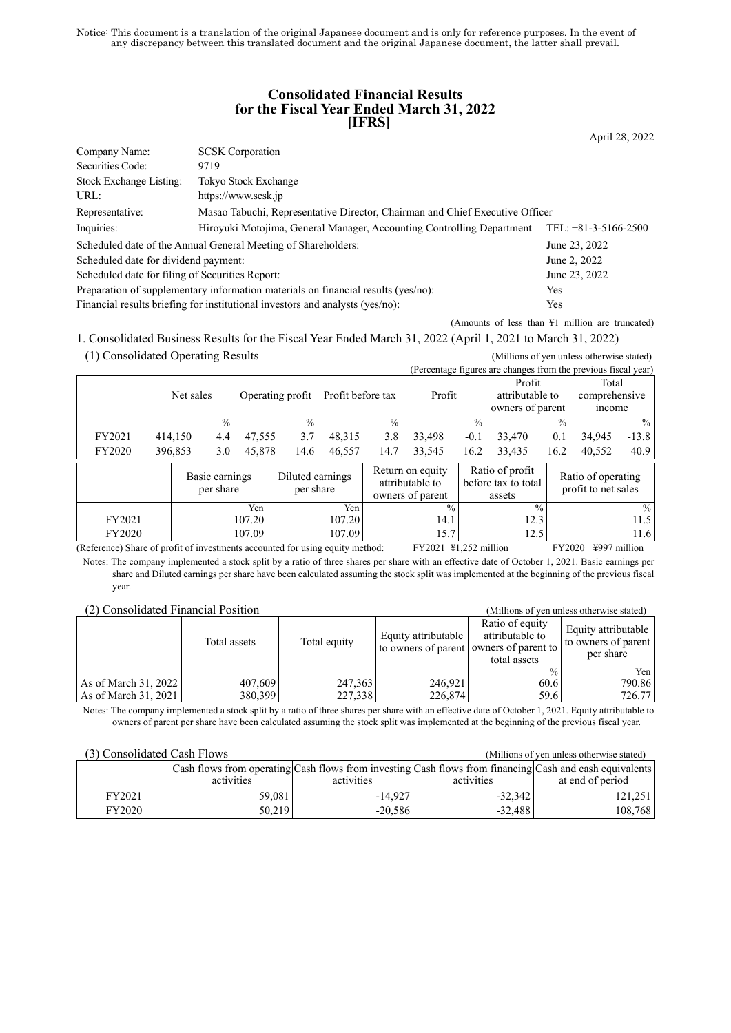Notice: This document is a translation of the original Japanese document and is only for reference purposes. In the event of any discrepancy between this translated document and the original Japanese document, the latter shall prevail.

# Consolidated Financial Results for the Fiscal Year Ended March 31, 2022 [IFRS]

April 28, 2022

| | | |
|---|---|---|
| Company Name: | SCSK Corporation | |
| Securities Code: | 9719 | |
| Stock Exchange Listing: | Tokyo Stock Exchange | |
| URL: | https://www.scsk.jp | |
| Representative: | Masao Tabuchi, Representative Director, Chairman and Chief Executive Officer | |
| Inquiries: | Hiroyuki Motojima, General Manager, Accounting Controlling Department | TEL: +81-3-5166-2500 |
| Scheduled date of the Annual General Meeting of Shareholders: | | June 23, 2022 |
| Scheduled date for dividend payment: | | June 2, 2022 |
| Scheduled date for filing of Securities Report: | | June 23, 2022 |
| Preparation of supplementary information materials on financial results (yes/no): | | Yes |
| Financial results briefing for institutional investors and analysts (yes/no): | | Yes |

(Amounts of less than ¥1 million are truncated)

## 1. Consolidated Business Results for the Fiscal Year Ended March 31, 2022 (April 1, 2021 to March 31, 2022)

### (1) Consolidated Operating Results

(Millions of yen unless otherwise stated)

(Percentage figures are changes from the previous fiscal year)

| | Net sales | | Operating profit | | Profit before tax | | Profit | | Profit attributable to owners of parent | | Total comprehensive income | |
|---|---|---|---|---|---|---|---|---|---|---|---|---|
| | | % | | % | | % | | % | | % | | % |
| FY2021 | 414,150 | 4.4 | 47,555 | 3.7 | 48,315 | 3.8 | 33,498 | -0.1 | 33,470 | 0.1 | 34,945 | -13.8 |
| FY2020 | 396,853 | 3.0 | 45,878 | 14.6 | 46,557 | 14.7 | 33,545 | 16.2 | 33,435 | 16.2 | 40,552 | 40.9 |

| | Basic earnings per share | Diluted earnings per share | Return on equity attributable to owners of parent | Ratio of profit before tax to total assets | Ratio of operating profit to net sales |
|---|---|---|---|---|---|
| | Yen | Yen | % | % | % |
| FY2021 | 107.20 | 107.20 | 14.1 | 12.3 | 11.5 |
| FY2020 | 107.09 | 107.09 | 15.7 | 12.5 | 11.6 |

(Reference) Share of profit of investments accounted for using equity method: FY2021 ¥1,252 million FY2020 ¥997 million

Notes: The company implemented a stock split by a ratio of three shares per share with an effective date of October 1, 2021. Basic earnings per share and Diluted earnings per share have been calculated assuming the stock split was implemented at the beginning of the previous fiscal year.

### (2) Consolidated Financial Position

(Millions of yen unless otherwise stated)

| | Total assets | Total equity | Equity attributable to owners of parent | Ratio of equity attributable to owners of parent to total assets | Equity attributable to owners of parent per share |
|---|---|---|---|---|---|
| | | | | % | Yen |
| As of March 31, 2022 | 407,609 | 247,363 | 246,921 | 60.6 | 790.86 |
| As of March 31, 2021 | 380,399 | 227,338 | 226,874 | 59.6 | 726.77 |

Notes: The company implemented a stock split by a ratio of three shares per share with an effective date of October 1, 2021. Equity attributable to owners of parent per share have been calculated assuming the stock split was implemented at the beginning of the previous fiscal year.

### (3) Consolidated Cash Flows

(Millions of yen unless otherwise stated)

| | Cash flows from operating activities | Cash flows from investing activities | Cash flows from financing activities | Cash and cash equivalents at end of period |
|---|---|---|---|---|
| FY2021 | 59,081 | -14,927 | -32,342 | 121,251 |
| FY2020 | 50,219 | -20,586 | -32,488 | 108,768 |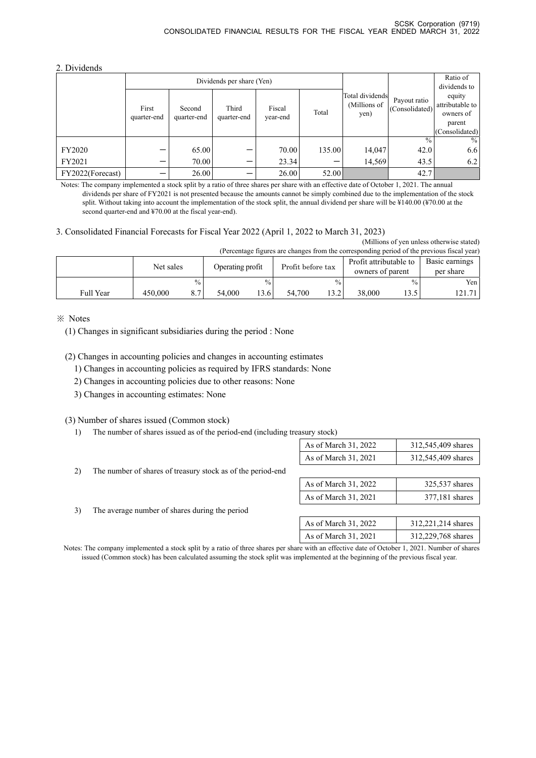## 2. Dividends

| | Dividends per share (Yen) | | | | | Total dividends (Millions of yen) | Payout ratio (Consolidated) | Ratio of dividends to equity attributable to owners of parent (Consolidated) |
|---|---|---|---|---|---|---|---|---|
| | First quarter-end | Second quarter-end | Third quarter-end | Fiscal year-end | Total | | | |
| | | | | | | | % | % |
| FY2020 | ― | 65.00 | ― | 70.00 | 135.00 | 14,047 | 42.0 | 6.6 |
| FY2021 | ― | 70.00 | ― | 23.34 | ― | 14,569 | 43.5 | 6.2 |
| FY2022(Forecast) | ― | 26.00 | ― | 26.00 | 52.00 | | 42.7 | |

Notes: The company implemented a stock split by a ratio of three shares per share with an effective date of October 1, 2021. The annual dividends per share of FY2021 is not presented because the amounts cannot be simply combined due to the implementation of the stock split. Without taking into account the implementation of the stock split, the annual dividend per share will be ¥140.00 (¥70.00 at the second quarter-end and ¥70.00 at the fiscal year-end).

## 3. Consolidated Financial Forecasts for Fiscal Year 2022 (April 1, 2022 to March 31, 2023)

(Millions of yen unless otherwise stated)
(Percentage figures are changes from the corresponding period of the previous fiscal year)

| | Net sales | | Operating profit | | Profit before tax | | Profit attributable to owners of parent | | Basic earnings per share |
|---|---|---|---|---|---|---|---|---|---|
| | | % | | % | | % | | % | Yen |
| Full Year | 450,000 | 8.7 | 54,000 | 13.6 | 54,700 | 13.2 | 38,000 | 13.5 | 121.71 |

※ Notes

(1) Changes in significant subsidiaries during the period : None

(2) Changes in accounting policies and changes in accounting estimates

1) Changes in accounting policies as required by IFRS standards: None

2) Changes in accounting policies due to other reasons: None

3) Changes in accounting estimates: None

(3) Number of shares issued (Common stock)

1) The number of shares issued as of the period-end (including treasury stock)

| | |
|---|---|
| As of March 31, 2022 | 312,545,409 shares |
| As of March 31, 2021 | 312,545,409 shares |

2) The number of shares of treasury stock as of the period-end

| | |
|---|---|
| As of March 31, 2022 | 325,537 shares |
| As of March 31, 2021 | 377,181 shares |

3) The average number of shares during the period

| | |
|---|---|
| As of March 31, 2022 | 312,221,214 shares |
| As of March 31, 2021 | 312,229,768 shares |

Notes: The company implemented a stock split by a ratio of three shares per share with an effective date of October 1, 2021. Number of shares issued (Common stock) has been calculated assuming the stock split was implemented at the beginning of the previous fiscal year.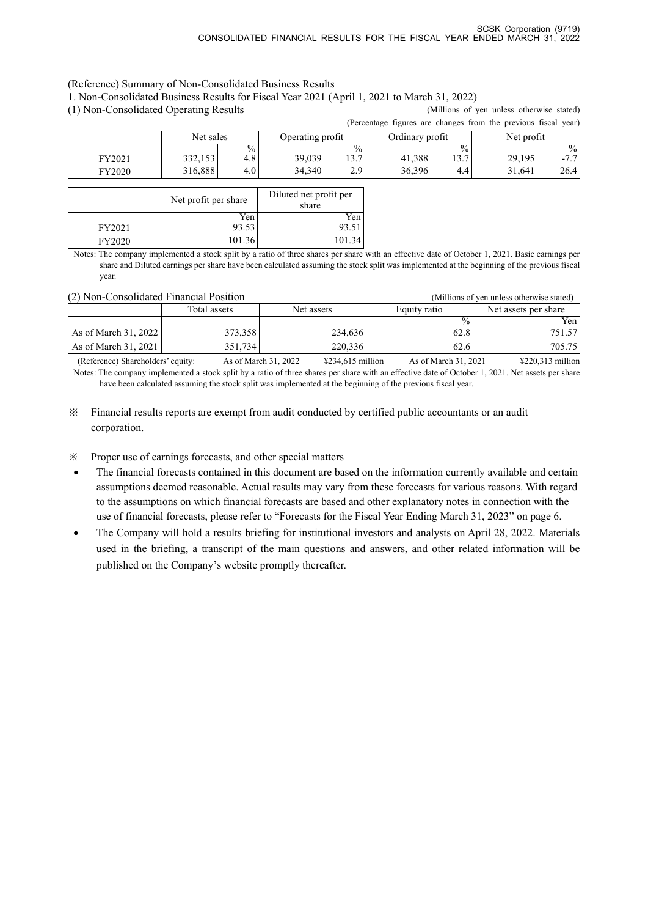(Reference) Summary of Non-Consolidated Business Results

1. Non-Consolidated Business Results for Fiscal Year 2021 (April 1, 2021 to March 31, 2022)

(1) Non-Consolidated Operating Results

(Millions of yen unless otherwise stated)

(Percentage figures are changes from the previous fiscal year)

| | Net sales | | Operating profit | | Ordinary profit | | Net profit | |
|---|---|---|---|---|---|---|---|---|
| | | % | | % | | % | | % |
| FY2021 | 332,153 | 4.8 | 39,039 | 13.7 | 41,388 | 13.7 | 29,195 | -7.7 |
| FY2020 | 316,888 | 4.0 | 34,340 | 2.9 | 36,396 | 4.4 | 31,641 | 26.4 |

| | Net profit per share | Diluted net profit per share |
|---|---|---|
| | Yen | Yen |
| FY2021 | 93.53 | 93.51 |
| FY2020 | 101.36 | 101.34 |

Notes: The company implemented a stock split by a ratio of three shares per share with an effective date of October 1, 2021. Basic earnings per share and Diluted earnings per share have been calculated assuming the stock split was implemented at the beginning of the previous fiscal year.

(2) Non-Consolidated Financial Position

(Millions of yen unless otherwise stated)

| | Total assets | Net assets | Equity ratio | Net assets per share |
|---|---|---|---|---|
| | | | % | Yen |
| As of March 31, 2022 | 373,358 | 234,636 | 62.8 | 751.57 |
| As of March 31, 2021 | 351,734 | 220,336 | 62.6 | 705.75 |

(Reference) Shareholders' equity: As of March 31, 2022 ¥234,615 million As of March 31, 2021 ¥220,313 million

Notes: The company implemented a stock split by a ratio of three shares per share with an effective date of October 1, 2021. Net assets per share have been calculated assuming the stock split was implemented at the beginning of the previous fiscal year.

※ Financial results reports are exempt from audit conducted by certified public accountants or an audit corporation.

※ Proper use of earnings forecasts, and other special matters

- The financial forecasts contained in this document are based on the information currently available and certain assumptions deemed reasonable. Actual results may vary from these forecasts for various reasons. With regard to the assumptions on which financial forecasts are based and other explanatory notes in connection with the use of financial forecasts, please refer to "Forecasts for the Fiscal Year Ending March 31, 2023" on page 6.
- The Company will hold a results briefing for institutional investors and analysts on April 28, 2022. Materials used in the briefing, a transcript of the main questions and answers, and other related information will be published on the Company's website promptly thereafter.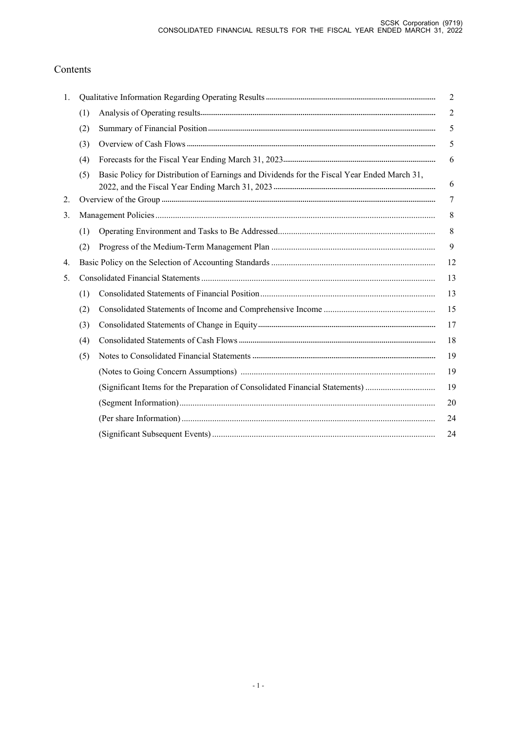# Contents

| | | | |
|---|---|---|---|
| 1. | Qualitative Information Regarding Operating Results | | 2 |
| | (1) | Analysis of Operating results | 2 |
| | (2) | Summary of Financial Position | 5 |
| | (3) | Overview of Cash Flows | 5 |
| | (4) | Forecasts for the Fiscal Year Ending March 31, 2023 | 6 |
| | (5) | Basic Policy for Distribution of Earnings and Dividends for the Fiscal Year Ended March 31, 2022, and the Fiscal Year Ending March 31, 2023 | 6 |
| 2. | Overview of the Group | | 7 |
| 3. | Management Policies | | 8 |
| | (1) | Operating Environment and Tasks to Be Addressed | 8 |
| | (2) | Progress of the Medium-Term Management Plan | 9 |
| 4. | Basic Policy on the Selection of Accounting Standards | | 12 |
| 5. | Consolidated Financial Statements | | 13 |
| | (1) | Consolidated Statements of Financial Position | 13 |
| | (2) | Consolidated Statements of Income and Comprehensive Income | 15 |
| | (3) | Consolidated Statements of Change in Equity | 17 |
| | (4) | Consolidated Statements of Cash Flows | 18 |
| | (5) | Notes to Consolidated Financial Statements | 19 |
| | | (Notes to Going Concern Assumptions) | 19 |
| | | (Significant Items for the Preparation of Consolidated Financial Statements) | 19 |
| | | (Segment Information) | 20 |
| | | (Per share Information) | 24 |
| | | (Significant Subsequent Events) | 24 |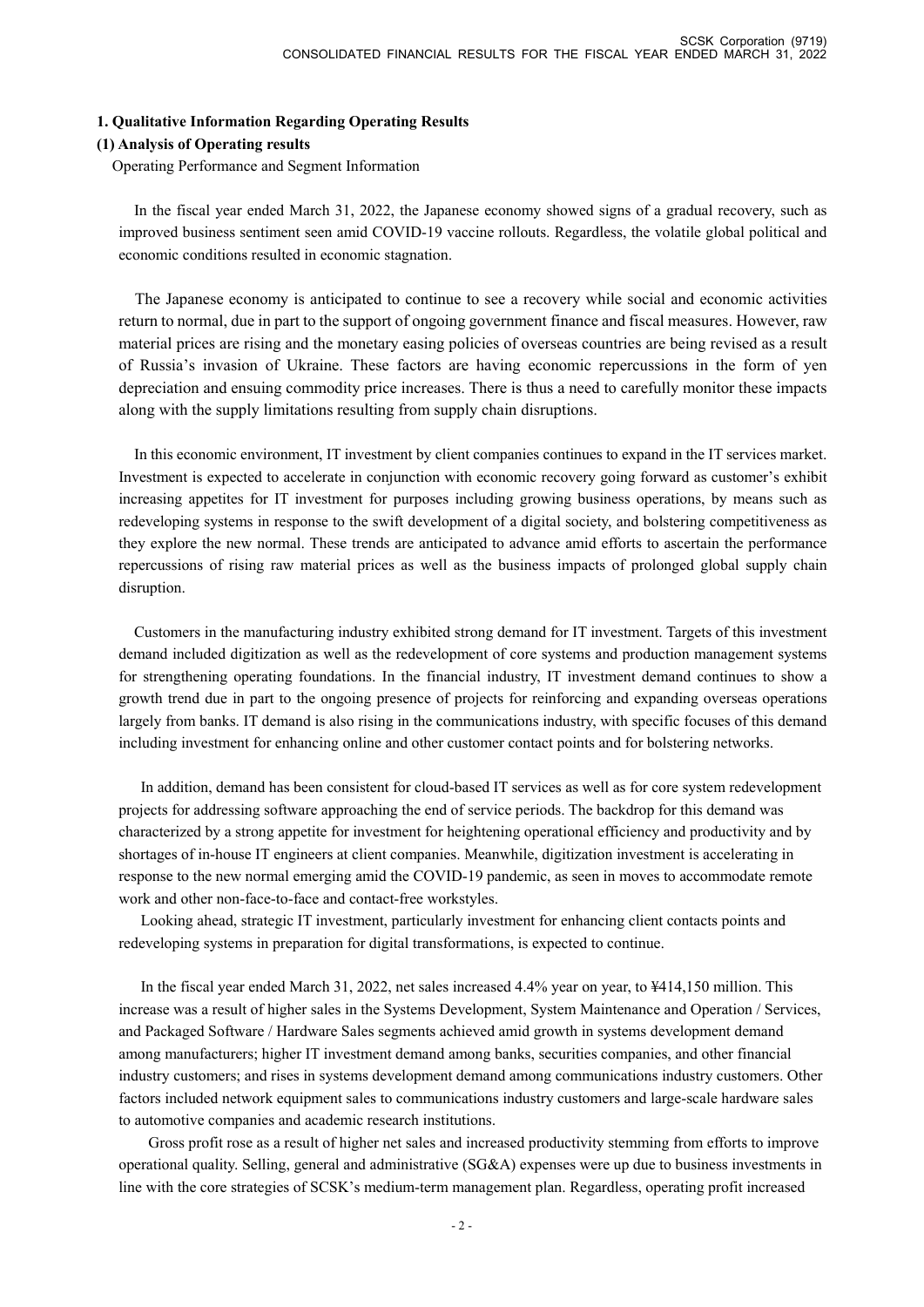## 1. Qualitative Information Regarding Operating Results

### (1) Analysis of Operating results

Operating Performance and Segment Information

In the fiscal year ended March 31, 2022, the Japanese economy showed signs of a gradual recovery, such as improved business sentiment seen amid COVID-19 vaccine rollouts. Regardless, the volatile global political and economic conditions resulted in economic stagnation.

The Japanese economy is anticipated to continue to see a recovery while social and economic activities return to normal, due in part to the support of ongoing government finance and fiscal measures. However, raw material prices are rising and the monetary easing policies of overseas countries are being revised as a result of Russia's invasion of Ukraine. These factors are having economic repercussions in the form of yen depreciation and ensuing commodity price increases. There is thus a need to carefully monitor these impacts along with the supply limitations resulting from supply chain disruptions.

In this economic environment, IT investment by client companies continues to expand in the IT services market. Investment is expected to accelerate in conjunction with economic recovery going forward as customer's exhibit increasing appetites for IT investment for purposes including growing business operations, by means such as redeveloping systems in response to the swift development of a digital society, and bolstering competitiveness as they explore the new normal. These trends are anticipated to advance amid efforts to ascertain the performance repercussions of rising raw material prices as well as the business impacts of prolonged global supply chain disruption.

Customers in the manufacturing industry exhibited strong demand for IT investment. Targets of this investment demand included digitization as well as the redevelopment of core systems and production management systems for strengthening operating foundations. In the financial industry, IT investment demand continues to show a growth trend due in part to the ongoing presence of projects for reinforcing and expanding overseas operations largely from banks. IT demand is also rising in the communications industry, with specific focuses of this demand including investment for enhancing online and other customer contact points and for bolstering networks.

In addition, demand has been consistent for cloud-based IT services as well as for core system redevelopment projects for addressing software approaching the end of service periods. The backdrop for this demand was characterized by a strong appetite for investment for heightening operational efficiency and productivity and by shortages of in-house IT engineers at client companies. Meanwhile, digitization investment is accelerating in response to the new normal emerging amid the COVID-19 pandemic, as seen in moves to accommodate remote work and other non-face-to-face and contact-free workstyles.

Looking ahead, strategic IT investment, particularly investment for enhancing client contacts points and redeveloping systems in preparation for digital transformations, is expected to continue.

In the fiscal year ended March 31, 2022, net sales increased 4.4% year on year, to ¥414,150 million. This increase was a result of higher sales in the Systems Development, System Maintenance and Operation / Services, and Packaged Software / Hardware Sales segments achieved amid growth in systems development demand among manufacturers; higher IT investment demand among banks, securities companies, and other financial industry customers; and rises in systems development demand among communications industry customers. Other factors included network equipment sales to communications industry customers and large-scale hardware sales to automotive companies and academic research institutions.

Gross profit rose as a result of higher net sales and increased productivity stemming from efforts to improve operational quality. Selling, general and administrative (SG&A) expenses were up due to business investments in line with the core strategies of SCSK's medium-term management plan. Regardless, operating profit increased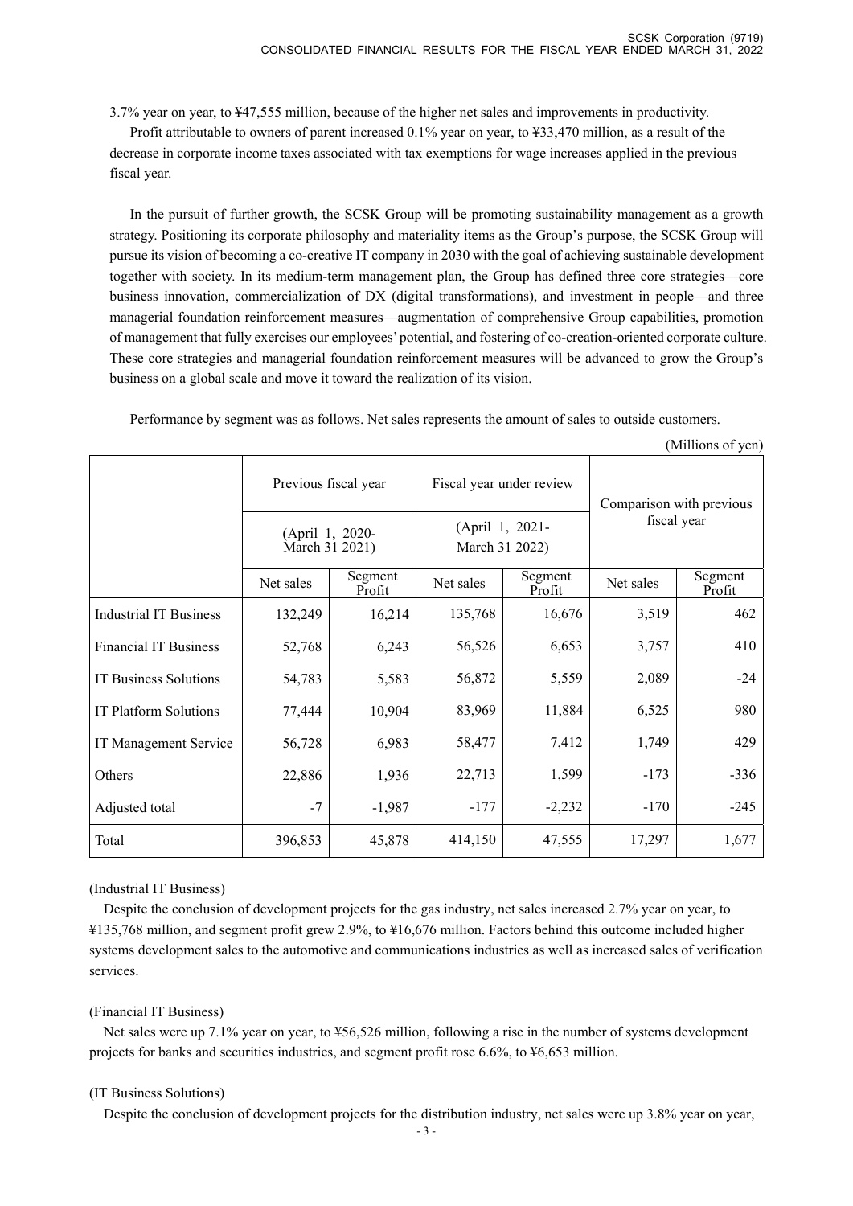3.7% year on year, to ¥47,555 million, because of the higher net sales and improvements in productivity.

Profit attributable to owners of parent increased 0.1% year on year, to ¥33,470 million, as a result of the decrease in corporate income taxes associated with tax exemptions for wage increases applied in the previous fiscal year.

In the pursuit of further growth, the SCSK Group will be promoting sustainability management as a growth strategy. Positioning its corporate philosophy and materiality items as the Group's purpose, the SCSK Group will pursue its vision of becoming a co-creative IT company in 2030 with the goal of achieving sustainable development together with society. In its medium-term management plan, the Group has defined three core strategies—core business innovation, commercialization of DX (digital transformations), and investment in people—and three managerial foundation reinforcement measures—augmentation of comprehensive Group capabilities, promotion of management that fully exercises our employees' potential, and fostering of co-creation-oriented corporate culture. These core strategies and managerial foundation reinforcement measures will be advanced to grow the Group's business on a global scale and move it toward the realization of its vision.

Performance by segment was as follows. Net sales represents the amount of sales to outside customers.

(Millions of yen)

| | Previous fiscal year (April 1, 2020- March 31 2021) | | Fiscal year under review (April 1, 2021- March 31 2022) | | Comparison with previous fiscal year | |
|---|---|---|---|---|---|---|
| | Net sales | Segment Profit | Net sales | Segment Profit | Net sales | Segment Profit |
| Industrial IT Business | 132,249 | 16,214 | 135,768 | 16,676 | 3,519 | 462 |
| Financial IT Business | 52,768 | 6,243 | 56,526 | 6,653 | 3,757 | 410 |
| IT Business Solutions | 54,783 | 5,583 | 56,872 | 5,559 | 2,089 | -24 |
| IT Platform Solutions | 77,444 | 10,904 | 83,969 | 11,884 | 6,525 | 980 |
| IT Management Service | 56,728 | 6,983 | 58,477 | 7,412 | 1,749 | 429 |
| Others | 22,886 | 1,936 | 22,713 | 1,599 | -173 | -336 |
| Adjusted total | -7 | -1,987 | -177 | -2,232 | -170 | -245 |
| Total | 396,853 | 45,878 | 414,150 | 47,555 | 17,297 | 1,677 |

(Industrial IT Business)

Despite the conclusion of development projects for the gas industry, net sales increased 2.7% year on year, to ¥135,768 million, and segment profit grew 2.9%, to ¥16,676 million. Factors behind this outcome included higher systems development sales to the automotive and communications industries as well as increased sales of verification services.

(Financial IT Business)

Net sales were up 7.1% year on year, to ¥56,526 million, following a rise in the number of systems development projects for banks and securities industries, and segment profit rose 6.6%, to ¥6,653 million.

(IT Business Solutions)

Despite the conclusion of development projects for the distribution industry, net sales were up 3.8% year on year,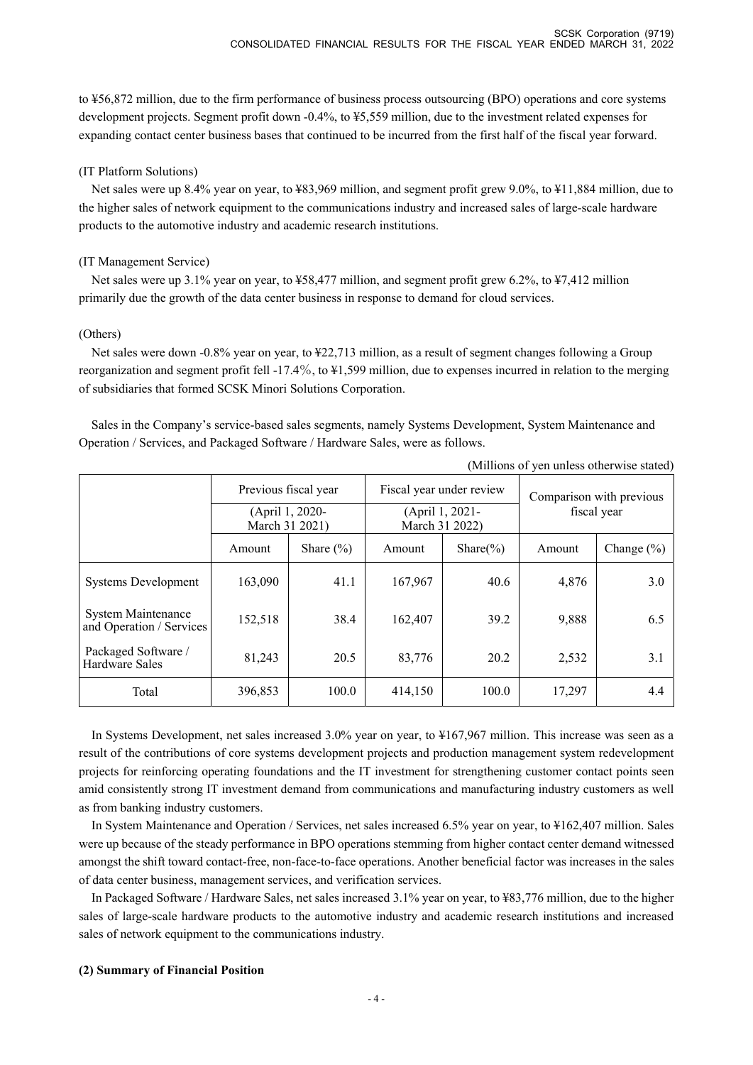to ¥56,872 million, due to the firm performance of business process outsourcing (BPO) operations and core systems development projects. Segment profit down -0.4%, to ¥5,559 million, due to the investment related expenses for expanding contact center business bases that continued to be incurred from the first half of the fiscal year forward.

(IT Platform Solutions)

Net sales were up 8.4% year on year, to ¥83,969 million, and segment profit grew 9.0%, to ¥11,884 million, due to the higher sales of network equipment to the communications industry and increased sales of large-scale hardware products to the automotive industry and academic research institutions.

(IT Management Service)

Net sales were up 3.1% year on year, to ¥58,477 million, and segment profit grew 6.2%, to ¥7,412 million primarily due the growth of the data center business in response to demand for cloud services.

(Others)

Net sales were down -0.8% year on year, to ¥22,713 million, as a result of segment changes following a Group reorganization and segment profit fell -17.4%, to ¥1,599 million, due to expenses incurred in relation to the merging of subsidiaries that formed SCSK Minori Solutions Corporation.

Sales in the Company's service-based sales segments, namely Systems Development, System Maintenance and Operation / Services, and Packaged Software / Hardware Sales, were as follows.

(Millions of yen unless otherwise stated)

| | Previous fiscal year (April 1, 2020- March 31 2021) | | Fiscal year under review (April 1, 2021- March 31 2022) | | Comparison with previous fiscal year | |
|---|---|---|---|---|---|---|
| | Amount | Share (%) | Amount | Share(%) | Amount | Change (%) |
| Systems Development | 163,090 | 41.1 | 167,967 | 40.6 | 4,876 | 3.0 |
| System Maintenance and Operation / Services | 152,518 | 38.4 | 162,407 | 39.2 | 9,888 | 6.5 |
| Packaged Software / Hardware Sales | 81,243 | 20.5 | 83,776 | 20.2 | 2,532 | 3.1 |
| Total | 396,853 | 100.0 | 414,150 | 100.0 | 17,297 | 4.4 |

In Systems Development, net sales increased 3.0% year on year, to ¥167,967 million. This increase was seen as a result of the contributions of core systems development projects and production management system redevelopment projects for reinforcing operating foundations and the IT investment for strengthening customer contact points seen amid consistently strong IT investment demand from communications and manufacturing industry customers as well as from banking industry customers.

In System Maintenance and Operation / Services, net sales increased 6.5% year on year, to ¥162,407 million. Sales were up because of the steady performance in BPO operations stemming from higher contact center demand witnessed amongst the shift toward contact-free, non-face-to-face operations. Another beneficial factor was increases in the sales of data center business, management services, and verification services.

In Packaged Software / Hardware Sales, net sales increased 3.1% year on year, to ¥83,776 million, due to the higher sales of large-scale hardware products to the automotive industry and academic research institutions and increased sales of network equipment to the communications industry.

**(2) Summary of Financial Position**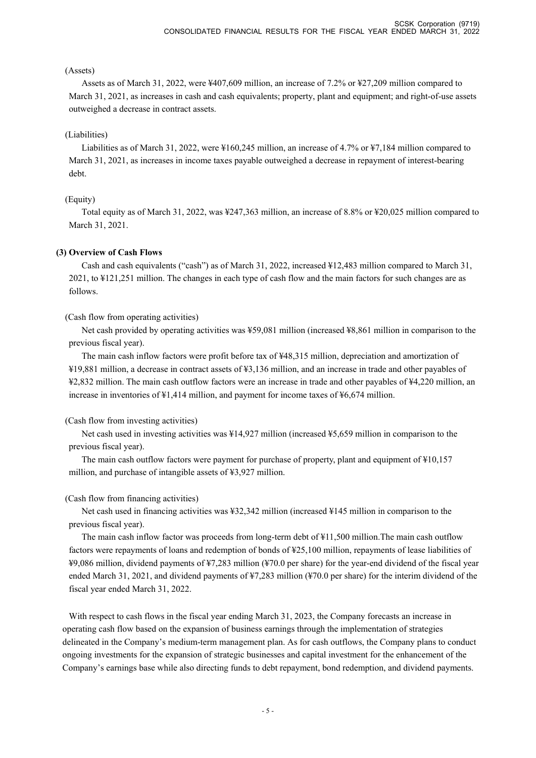(Assets)

Assets as of March 31, 2022, were ¥407,609 million, an increase of 7.2% or ¥27,209 million compared to March 31, 2021, as increases in cash and cash equivalents; property, plant and equipment; and right-of-use assets outweighed a decrease in contract assets.

(Liabilities)

Liabilities as of March 31, 2022, were ¥160,245 million, an increase of 4.7% or ¥7,184 million compared to March 31, 2021, as increases in income taxes payable outweighed a decrease in repayment of interest-bearing debt.

(Equity)

Total equity as of March 31, 2022, was ¥247,363 million, an increase of 8.8% or ¥20,025 million compared to March 31, 2021.

### (3) Overview of Cash Flows

Cash and cash equivalents ("cash") as of March 31, 2022, increased ¥12,483 million compared to March 31, 2021, to ¥121,251 million. The changes in each type of cash flow and the main factors for such changes are as follows.

(Cash flow from operating activities)

Net cash provided by operating activities was ¥59,081 million (increased ¥8,861 million in comparison to the previous fiscal year).

The main cash inflow factors were profit before tax of ¥48,315 million, depreciation and amortization of ¥19,881 million, a decrease in contract assets of ¥3,136 million, and an increase in trade and other payables of ¥2,832 million. The main cash outflow factors were an increase in trade and other payables of ¥4,220 million, an increase in inventories of ¥1,414 million, and payment for income taxes of ¥6,674 million.

(Cash flow from investing activities)

Net cash used in investing activities was ¥14,927 million (increased ¥5,659 million in comparison to the previous fiscal year).

The main cash outflow factors were payment for purchase of property, plant and equipment of ¥10,157 million, and purchase of intangible assets of ¥3,927 million.

(Cash flow from financing activities)

Net cash used in financing activities was ¥32,342 million (increased ¥145 million in comparison to the previous fiscal year).

The main cash inflow factor was proceeds from long-term debt of ¥11,500 million.The main cash outflow factors were repayments of loans and redemption of bonds of ¥25,100 million, repayments of lease liabilities of ¥9,086 million, dividend payments of ¥7,283 million (¥70.0 per share) for the year-end dividend of the fiscal year ended March 31, 2021, and dividend payments of ¥7,283 million (¥70.0 per share) for the interim dividend of the fiscal year ended March 31, 2022.

With respect to cash flows in the fiscal year ending March 31, 2023, the Company forecasts an increase in operating cash flow based on the expansion of business earnings through the implementation of strategies delineated in the Company's medium-term management plan. As for cash outflows, the Company plans to conduct ongoing investments for the expansion of strategic businesses and capital investment for the enhancement of the Company's earnings base while also directing funds to debt repayment, bond redemption, and dividend payments.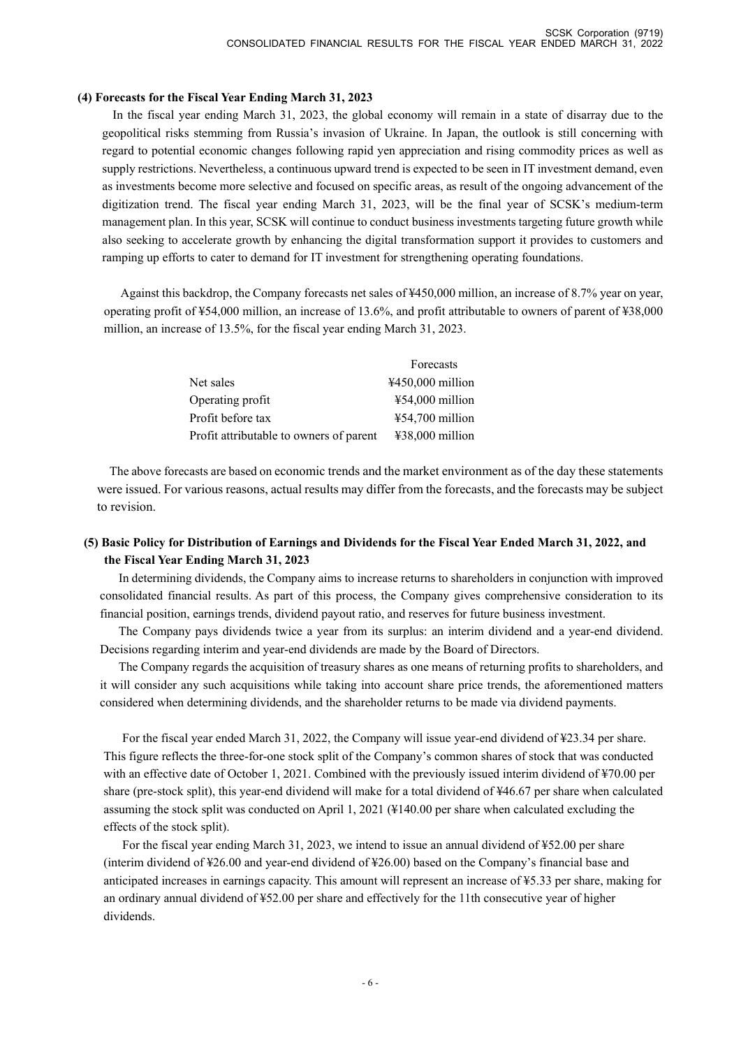### (4) Forecasts for the Fiscal Year Ending March 31, 2023

In the fiscal year ending March 31, 2023, the global economy will remain in a state of disarray due to the geopolitical risks stemming from Russia's invasion of Ukraine. In Japan, the outlook is still concerning with regard to potential economic changes following rapid yen appreciation and rising commodity prices as well as supply restrictions. Nevertheless, a continuous upward trend is expected to be seen in IT investment demand, even as investments become more selective and focused on specific areas, as result of the ongoing advancement of the digitization trend. The fiscal year ending March 31, 2023, will be the final year of SCSK's medium-term management plan. In this year, SCSK will continue to conduct business investments targeting future growth while also seeking to accelerate growth by enhancing the digital transformation support it provides to customers and ramping up efforts to cater to demand for IT investment for strengthening operating foundations.

Against this backdrop, the Company forecasts net sales of ¥450,000 million, an increase of 8.7% year on year, operating profit of ¥54,000 million, an increase of 13.6%, and profit attributable to owners of parent of ¥38,000 million, an increase of 13.5%, for the fiscal year ending March 31, 2023.

| | Forecasts |
|---|---|
| Net sales | ¥450,000 million |
| Operating profit | ¥54,000 million |
| Profit before tax | ¥54,700 million |
| Profit attributable to owners of parent | ¥38,000 million |

The above forecasts are based on economic trends and the market environment as of the day these statements were issued. For various reasons, actual results may differ from the forecasts, and the forecasts may be subject to revision.

### (5) Basic Policy for Distribution of Earnings and Dividends for the Fiscal Year Ended March 31, 2022, and the Fiscal Year Ending March 31, 2023

In determining dividends, the Company aims to increase returns to shareholders in conjunction with improved consolidated financial results. As part of this process, the Company gives comprehensive consideration to its financial position, earnings trends, dividend payout ratio, and reserves for future business investment.

The Company pays dividends twice a year from its surplus: an interim dividend and a year-end dividend. Decisions regarding interim and year-end dividends are made by the Board of Directors.

The Company regards the acquisition of treasury shares as one means of returning profits to shareholders, and it will consider any such acquisitions while taking into account share price trends, the aforementioned matters considered when determining dividends, and the shareholder returns to be made via dividend payments.

For the fiscal year ended March 31, 2022, the Company will issue year-end dividend of ¥23.34 per share. This figure reflects the three-for-one stock split of the Company's common shares of stock that was conducted with an effective date of October 1, 2021. Combined with the previously issued interim dividend of ¥70.00 per share (pre-stock split), this year-end dividend will make for a total dividend of ¥46.67 per share when calculated assuming the stock split was conducted on April 1, 2021 (¥140.00 per share when calculated excluding the effects of the stock split).

For the fiscal year ending March 31, 2023, we intend to issue an annual dividend of ¥52.00 per share (interim dividend of ¥26.00 and year-end dividend of ¥26.00) based on the Company's financial base and anticipated increases in earnings capacity. This amount will represent an increase of ¥5.33 per share, making for an ordinary annual dividend of ¥52.00 per share and effectively for the 11th consecutive year of higher dividends.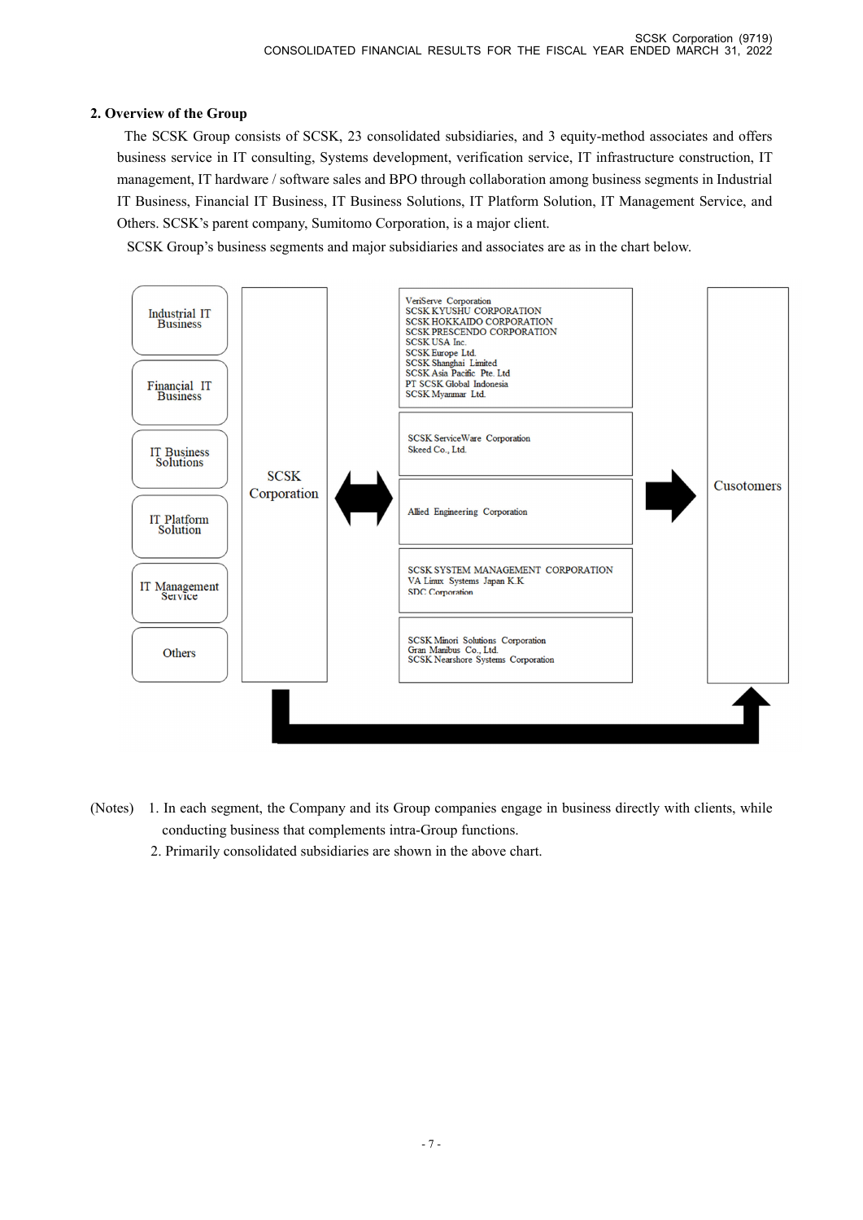## 2. Overview of the Group

The SCSK Group consists of SCSK, 23 consolidated subsidiaries, and 3 equity-method associates and offers business service in IT consulting, Systems development, verification service, IT infrastructure construction, IT management, IT hardware / software sales and BPO through collaboration among business segments in Industrial IT Business, Financial IT Business, IT Business Solutions, IT Platform Solution, IT Management Service, and Others. SCSK's parent company, Sumitomo Corporation, is a major client.

SCSK Group's business segments and major subsidiaries and associates are as in the chart below.

Industrial IT Business

Financial IT Business

IT Business Solutions

IT Platform Solution

IT Management Service

Others

SCSK Corporation

VeriServe Corporation
SCSK KYUSHU CORPORATION
SCSK HOKKAIDO CORPORATION
SCSK PRESCENDO CORPORATION
SCSK USA Inc.
SCSK Europe Ltd.
SCSK Shanghai Limited
SCSK Asia Pacific Pte. Ltd
PT SCSK Global Indonesia
SCSK Myanmar Ltd.

SCSK ServiceWare Corporation
Skeed Co., Ltd.

Allied Engineering Corporation

SCSK SYSTEM MANAGEMENT CORPORATION
VA Linux Systems Japan K.K
SDC Corporation

SCSK Minori Solutions Corporation
Gran Manibus Co., Ltd.
SCSK Nearshore Systems Corporation

Cusotomers

(Notes) 1. In each segment, the Company and its Group companies engage in business directly with clients, while conducting business that complements intra-Group functions.

2. Primarily consolidated subsidiaries are shown in the above chart.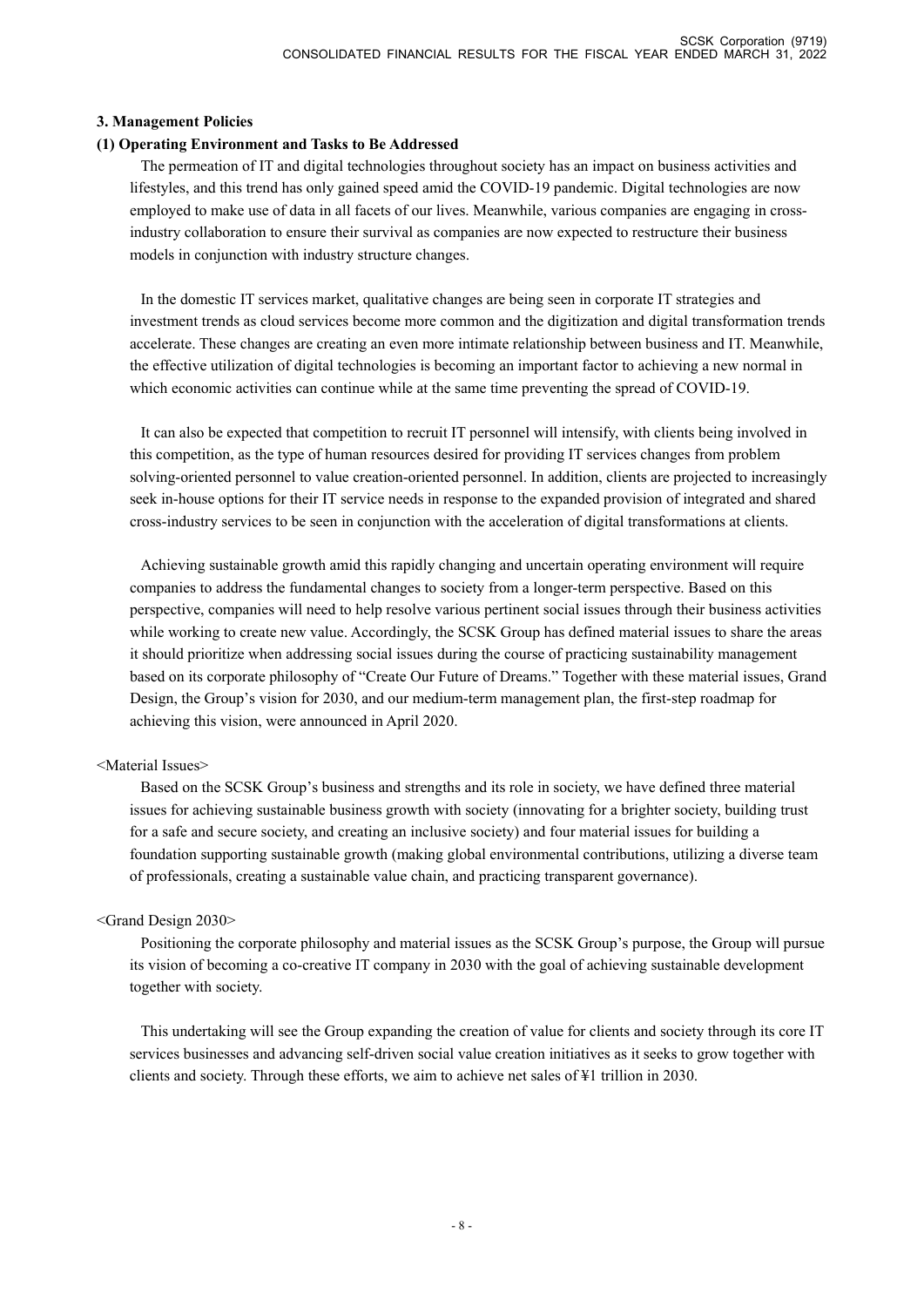## 3. Management Policies

### (1) Operating Environment and Tasks to Be Addressed

The permeation of IT and digital technologies throughout society has an impact on business activities and lifestyles, and this trend has only gained speed amid the COVID-19 pandemic. Digital technologies are now employed to make use of data in all facets of our lives. Meanwhile, various companies are engaging in cross-industry collaboration to ensure their survival as companies are now expected to restructure their business models in conjunction with industry structure changes.

In the domestic IT services market, qualitative changes are being seen in corporate IT strategies and investment trends as cloud services become more common and the digitization and digital transformation trends accelerate. These changes are creating an even more intimate relationship between business and IT. Meanwhile, the effective utilization of digital technologies is becoming an important factor to achieving a new normal in which economic activities can continue while at the same time preventing the spread of COVID-19.

It can also be expected that competition to recruit IT personnel will intensify, with clients being involved in this competition, as the type of human resources desired for providing IT services changes from problem solving-oriented personnel to value creation-oriented personnel. In addition, clients are projected to increasingly seek in-house options for their IT service needs in response to the expanded provision of integrated and shared cross-industry services to be seen in conjunction with the acceleration of digital transformations at clients.

Achieving sustainable growth amid this rapidly changing and uncertain operating environment will require companies to address the fundamental changes to society from a longer-term perspective. Based on this perspective, companies will need to help resolve various pertinent social issues through their business activities while working to create new value. Accordingly, the SCSK Group has defined material issues to share the areas it should prioritize when addressing social issues during the course of practicing sustainability management based on its corporate philosophy of "Create Our Future of Dreams." Together with these material issues, Grand Design, the Group's vision for 2030, and our medium-term management plan, the first-step roadmap for achieving this vision, were announced in April 2020.

<Material Issues>

Based on the SCSK Group's business and strengths and its role in society, we have defined three material issues for achieving sustainable business growth with society (innovating for a brighter society, building trust for a safe and secure society, and creating an inclusive society) and four material issues for building a foundation supporting sustainable growth (making global environmental contributions, utilizing a diverse team of professionals, creating a sustainable value chain, and practicing transparent governance).

<Grand Design 2030>

Positioning the corporate philosophy and material issues as the SCSK Group's purpose, the Group will pursue its vision of becoming a co-creative IT company in 2030 with the goal of achieving sustainable development together with society.

This undertaking will see the Group expanding the creation of value for clients and society through its core IT services businesses and advancing self-driven social value creation initiatives as it seeks to grow together with clients and society. Through these efforts, we aim to achieve net sales of ¥1 trillion in 2030.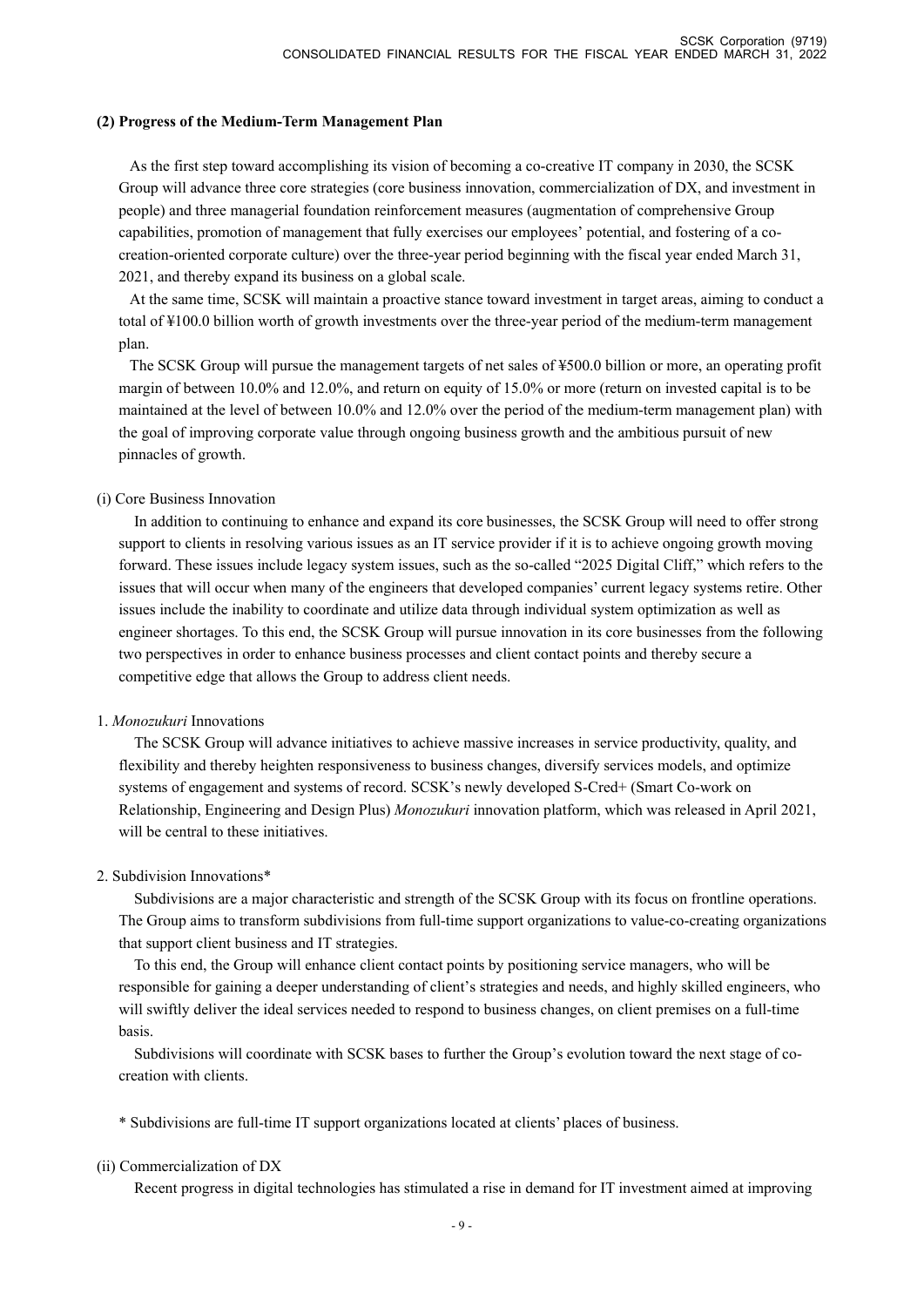**(2) Progress of the Medium-Term Management Plan**

As the first step toward accomplishing its vision of becoming a co-creative IT company in 2030, the SCSK Group will advance three core strategies (core business innovation, commercialization of DX, and investment in people) and three managerial foundation reinforcement measures (augmentation of comprehensive Group capabilities, promotion of management that fully exercises our employees' potential, and fostering of a co-creation-oriented corporate culture) over the three-year period beginning with the fiscal year ended March 31, 2021, and thereby expand its business on a global scale.

At the same time, SCSK will maintain a proactive stance toward investment in target areas, aiming to conduct a total of ¥100.0 billion worth of growth investments over the three-year period of the medium-term management plan.

The SCSK Group will pursue the management targets of net sales of ¥500.0 billion or more, an operating profit margin of between 10.0% and 12.0%, and return on equity of 15.0% or more (return on invested capital is to be maintained at the level of between 10.0% and 12.0% over the period of the medium-term management plan) with the goal of improving corporate value through ongoing business growth and the ambitious pursuit of new pinnacles of growth.

(i) Core Business Innovation

In addition to continuing to enhance and expand its core businesses, the SCSK Group will need to offer strong support to clients in resolving various issues as an IT service provider if it is to achieve ongoing growth moving forward. These issues include legacy system issues, such as the so-called "2025 Digital Cliff," which refers to the issues that will occur when many of the engineers that developed companies' current legacy systems retire. Other issues include the inability to coordinate and utilize data through individual system optimization as well as engineer shortages. To this end, the SCSK Group will pursue innovation in its core businesses from the following two perspectives in order to enhance business processes and client contact points and thereby secure a competitive edge that allows the Group to address client needs.

1. *Monozukuri* Innovations

The SCSK Group will advance initiatives to achieve massive increases in service productivity, quality, and flexibility and thereby heighten responsiveness to business changes, diversify services models, and optimize systems of engagement and systems of record. SCSK's newly developed S-Cred+ (Smart Co-work on Relationship, Engineering and Design Plus) *Monozukuri* innovation platform, which was released in April 2021, will be central to these initiatives.

2. Subdivision Innovations*

Subdivisions are a major characteristic and strength of the SCSK Group with its focus on frontline operations. The Group aims to transform subdivisions from full-time support organizations to value-co-creating organizations that support client business and IT strategies.

To this end, the Group will enhance client contact points by positioning service managers, who will be responsible for gaining a deeper understanding of client's strategies and needs, and highly skilled engineers, who will swiftly deliver the ideal services needed to respond to business changes, on client premises on a full-time basis.

Subdivisions will coordinate with SCSK bases to further the Group's evolution toward the next stage of co-creation with clients.

\* Subdivisions are full-time IT support organizations located at clients' places of business.

(ii) Commercialization of DX

Recent progress in digital technologies has stimulated a rise in demand for IT investment aimed at improving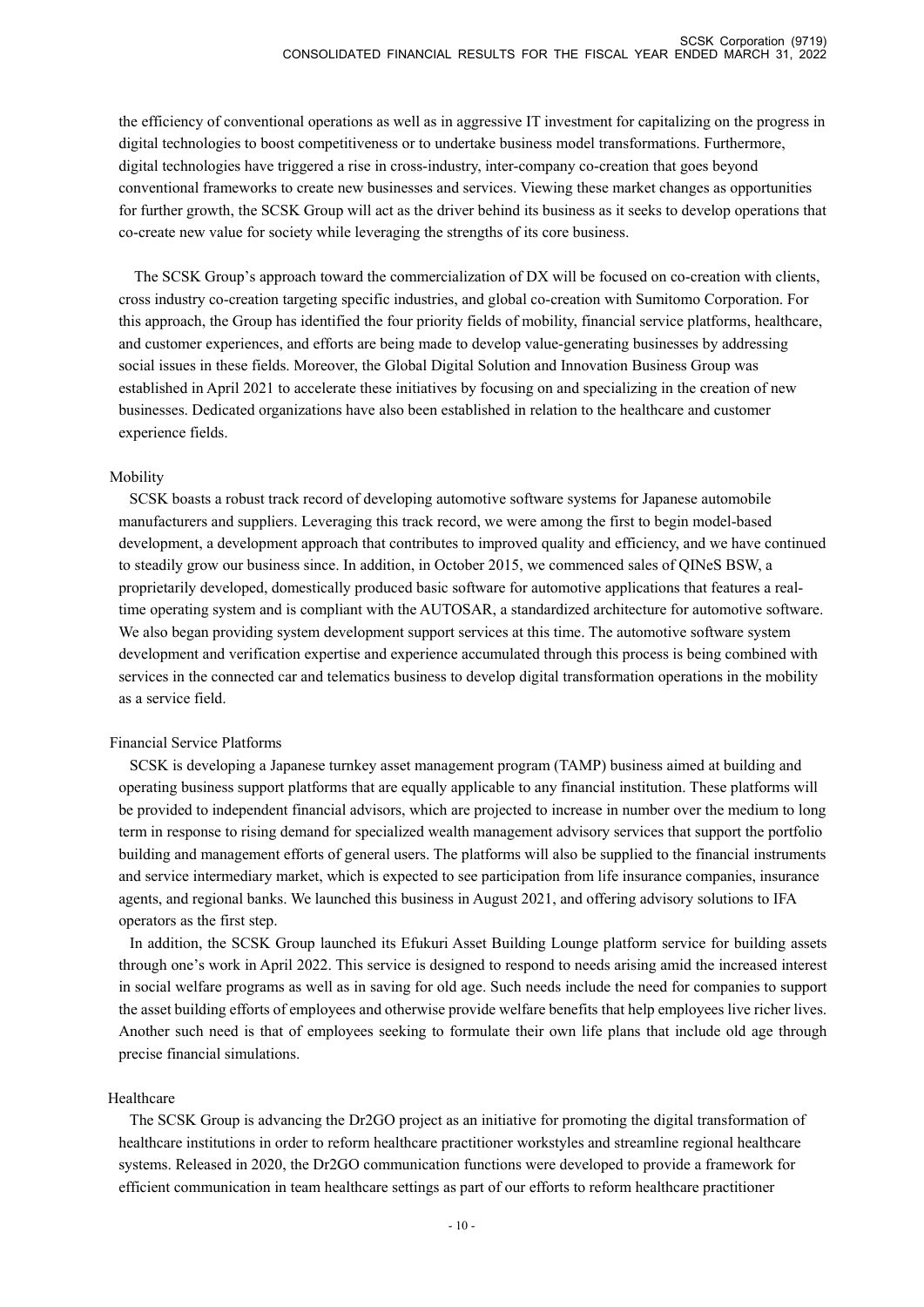the efficiency of conventional operations as well as in aggressive IT investment for capitalizing on the progress in digital technologies to boost competitiveness or to undertake business model transformations. Furthermore, digital technologies have triggered a rise in cross-industry, inter-company co-creation that goes beyond conventional frameworks to create new businesses and services. Viewing these market changes as opportunities for further growth, the SCSK Group will act as the driver behind its business as it seeks to develop operations that co-create new value for society while leveraging the strengths of its core business.

The SCSK Group's approach toward the commercialization of DX will be focused on co-creation with clients, cross industry co-creation targeting specific industries, and global co-creation with Sumitomo Corporation. For this approach, the Group has identified the four priority fields of mobility, financial service platforms, healthcare, and customer experiences, and efforts are being made to develop value-generating businesses by addressing social issues in these fields. Moreover, the Global Digital Solution and Innovation Business Group was established in April 2021 to accelerate these initiatives by focusing on and specializing in the creation of new businesses. Dedicated organizations have also been established in relation to the healthcare and customer experience fields.

Mobility

SCSK boasts a robust track record of developing automotive software systems for Japanese automobile manufacturers and suppliers. Leveraging this track record, we were among the first to begin model-based development, a development approach that contributes to improved quality and efficiency, and we have continued to steadily grow our business since. In addition, in October 2015, we commenced sales of QINeS BSW, a proprietarily developed, domestically produced basic software for automotive applications that features a real-time operating system and is compliant with the AUTOSAR, a standardized architecture for automotive software. We also began providing system development support services at this time. The automotive software system development and verification expertise and experience accumulated through this process is being combined with services in the connected car and telematics business to develop digital transformation operations in the mobility as a service field.

Financial Service Platforms

SCSK is developing a Japanese turnkey asset management program (TAMP) business aimed at building and operating business support platforms that are equally applicable to any financial institution. These platforms will be provided to independent financial advisors, which are projected to increase in number over the medium to long term in response to rising demand for specialized wealth management advisory services that support the portfolio building and management efforts of general users. The platforms will also be supplied to the financial instruments and service intermediary market, which is expected to see participation from life insurance companies, insurance agents, and regional banks. We launched this business in August 2021, and offering advisory solutions to IFA operators as the first step.

In addition, the SCSK Group launched its Efukuri Asset Building Lounge platform service for building assets through one's work in April 2022. This service is designed to respond to needs arising amid the increased interest in social welfare programs as well as in saving for old age. Such needs include the need for companies to support the asset building efforts of employees and otherwise provide welfare benefits that help employees live richer lives. Another such need is that of employees seeking to formulate their own life plans that include old age through precise financial simulations.

Healthcare

The SCSK Group is advancing the Dr2GO project as an initiative for promoting the digital transformation of healthcare institutions in order to reform healthcare practitioner workstyles and streamline regional healthcare systems. Released in 2020, the Dr2GO communication functions were developed to provide a framework for efficient communication in team healthcare settings as part of our efforts to reform healthcare practitioner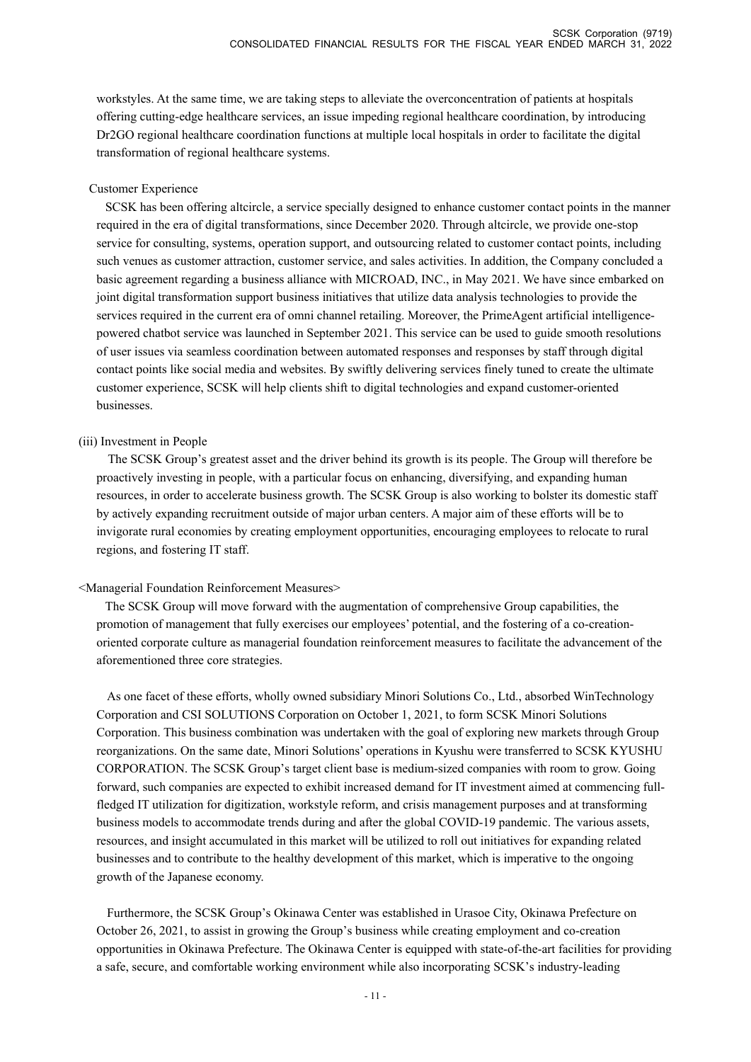workstyles. At the same time, we are taking steps to alleviate the overconcentration of patients at hospitals offering cutting-edge healthcare services, an issue impeding regional healthcare coordination, by introducing Dr2GO regional healthcare coordination functions at multiple local hospitals in order to facilitate the digital transformation of regional healthcare systems.

Customer Experience

SCSK has been offering altcircle, a service specially designed to enhance customer contact points in the manner required in the era of digital transformations, since December 2020. Through altcircle, we provide one-stop service for consulting, systems, operation support, and outsourcing related to customer contact points, including such venues as customer attraction, customer service, and sales activities. In addition, the Company concluded a basic agreement regarding a business alliance with MICROAD, INC., in May 2021. We have since embarked on joint digital transformation support business initiatives that utilize data analysis technologies to provide the services required in the current era of omni channel retailing. Moreover, the PrimeAgent artificial intelligence-powered chatbot service was launched in September 2021. This service can be used to guide smooth resolutions of user issues via seamless coordination between automated responses and responses by staff through digital contact points like social media and websites. By swiftly delivering services finely tuned to create the ultimate customer experience, SCSK will help clients shift to digital technologies and expand customer-oriented businesses.

(iii) Investment in People

The SCSK Group's greatest asset and the driver behind its growth is its people. The Group will therefore be proactively investing in people, with a particular focus on enhancing, diversifying, and expanding human resources, in order to accelerate business growth. The SCSK Group is also working to bolster its domestic staff by actively expanding recruitment outside of major urban centers. A major aim of these efforts will be to invigorate rural economies by creating employment opportunities, encouraging employees to relocate to rural regions, and fostering IT staff.

<Managerial Foundation Reinforcement Measures>

The SCSK Group will move forward with the augmentation of comprehensive Group capabilities, the promotion of management that fully exercises our employees' potential, and the fostering of a co-creation-oriented corporate culture as managerial foundation reinforcement measures to facilitate the advancement of the aforementioned three core strategies.

As one facet of these efforts, wholly owned subsidiary Minori Solutions Co., Ltd., absorbed WinTechnology Corporation and CSI SOLUTIONS Corporation on October 1, 2021, to form SCSK Minori Solutions Corporation. This business combination was undertaken with the goal of exploring new markets through Group reorganizations. On the same date, Minori Solutions' operations in Kyushu were transferred to SCSK KYUSHU CORPORATION. The SCSK Group's target client base is medium-sized companies with room to grow. Going forward, such companies are expected to exhibit increased demand for IT investment aimed at commencing full-fledged IT utilization for digitization, workstyle reform, and crisis management purposes and at transforming business models to accommodate trends during and after the global COVID-19 pandemic. The various assets, resources, and insight accumulated in this market will be utilized to roll out initiatives for expanding related businesses and to contribute to the healthy development of this market, which is imperative to the ongoing growth of the Japanese economy.

Furthermore, the SCSK Group's Okinawa Center was established in Urasoe City, Okinawa Prefecture on October 26, 2021, to assist in growing the Group's business while creating employment and co-creation opportunities in Okinawa Prefecture. The Okinawa Center is equipped with state-of-the-art facilities for providing a safe, secure, and comfortable working environment while also incorporating SCSK's industry-leading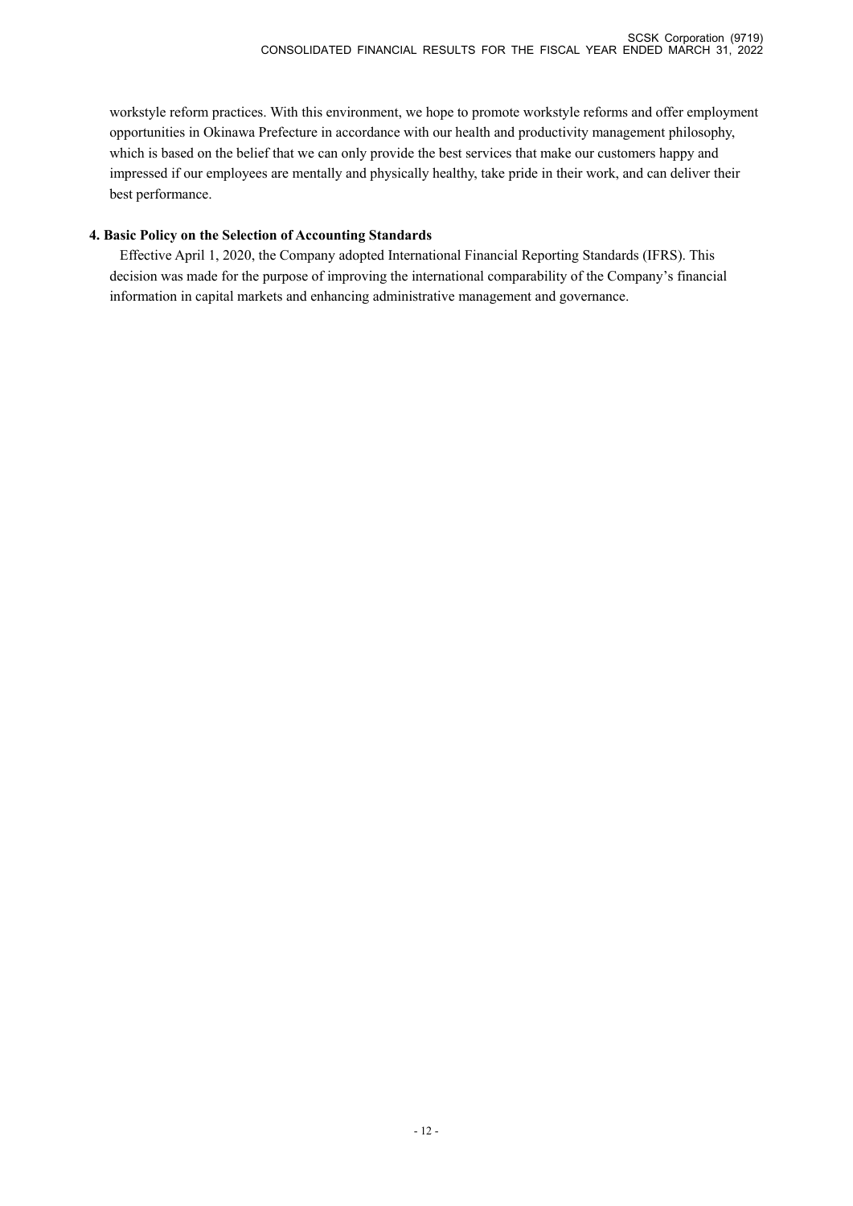workstyle reform practices. With this environment, we hope to promote workstyle reforms and offer employment opportunities in Okinawa Prefecture in accordance with our health and productivity management philosophy, which is based on the belief that we can only provide the best services that make our customers happy and impressed if our employees are mentally and physically healthy, take pride in their work, and can deliver their best performance.

**4. Basic Policy on the Selection of Accounting Standards**

Effective April 1, 2020, the Company adopted International Financial Reporting Standards (IFRS). This decision was made for the purpose of improving the international comparability of the Company's financial information in capital markets and enhancing administrative management and governance.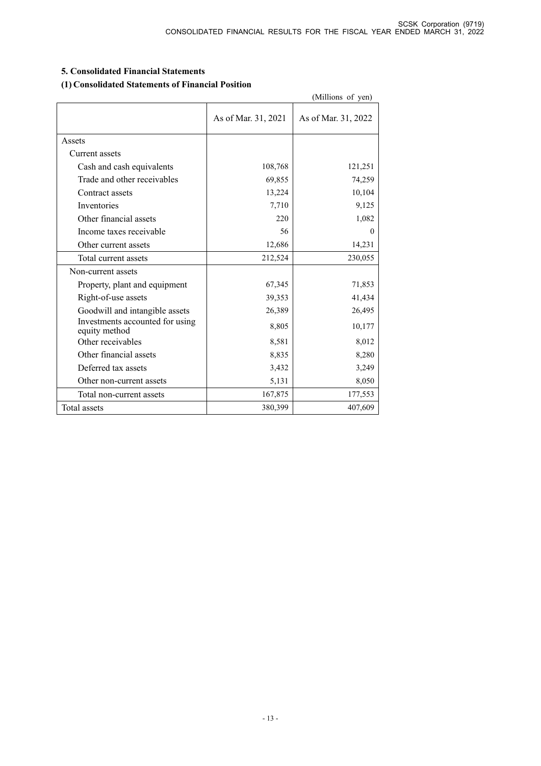## 5. Consolidated Financial Statements

### (1) Consolidated Statements of Financial Position

(Millions of yen)

| | As of Mar. 31, 2021 | As of Mar. 31, 2022 |
|---|---|---|
| Assets | | |
| Current assets | | |
| Cash and cash equivalents | 108,768 | 121,251 |
| Trade and other receivables | 69,855 | 74,259 |
| Contract assets | 13,224 | 10,104 |
| Inventories | 7,710 | 9,125 |
| Other financial assets | 220 | 1,082 |
| Income taxes receivable | 56 | 0 |
| Other current assets | 12,686 | 14,231 |
| Total current assets | 212,524 | 230,055 |
| Non-current assets | | |
| Property, plant and equipment | 67,345 | 71,853 |
| Right-of-use assets | 39,353 | 41,434 |
| Goodwill and intangible assets | 26,389 | 26,495 |
| Investments accounted for using equity method | 8,805 | 10,177 |
| Other receivables | 8,581 | 8,012 |
| Other financial assets | 8,835 | 8,280 |
| Deferred tax assets | 3,432 | 3,249 |
| Other non-current assets | 5,131 | 8,050 |
| Total non-current assets | 167,875 | 177,553 |
| Total assets | 380,399 | 407,609 |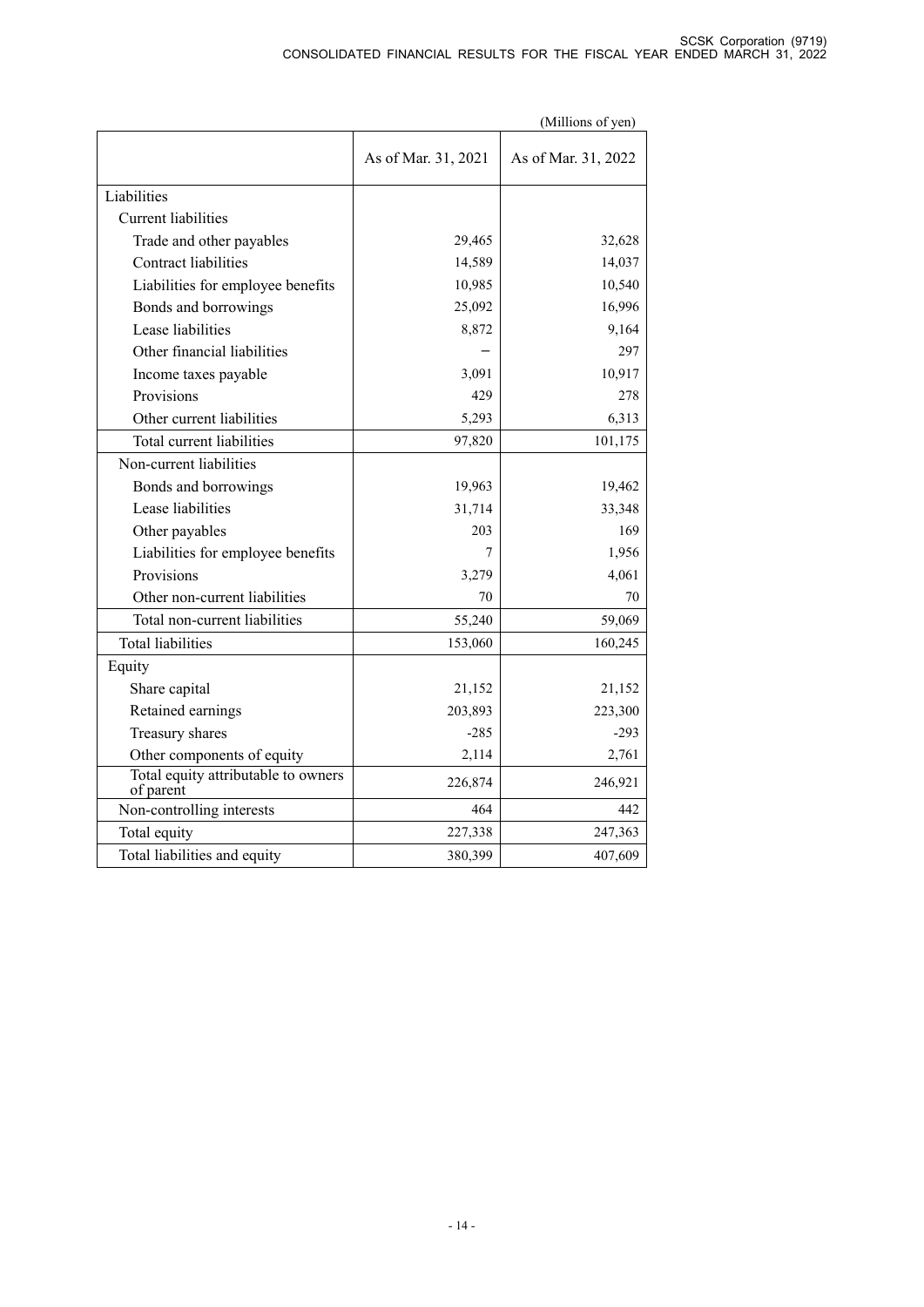(Millions of yen)

| | As of Mar. 31, 2021 | As of Mar. 31, 2022 |
|---|---|---|
| Liabilities | | |
| Current liabilities | | |
| Trade and other payables | 29,465 | 32,628 |
| Contract liabilities | 14,589 | 14,037 |
| Liabilities for employee benefits | 10,985 | 10,540 |
| Bonds and borrowings | 25,092 | 16,996 |
| Lease liabilities | 8,872 | 9,164 |
| Other financial liabilities | – | 297 |
| Income taxes payable | 3,091 | 10,917 |
| Provisions | 429 | 278 |
| Other current liabilities | 5,293 | 6,313 |
| Total current liabilities | 97,820 | 101,175 |
| Non-current liabilities | | |
| Bonds and borrowings | 19,963 | 19,462 |
| Lease liabilities | 31,714 | 33,348 |
| Other payables | 203 | 169 |
| Liabilities for employee benefits | 7 | 1,956 |
| Provisions | 3,279 | 4,061 |
| Other non-current liabilities | 70 | 70 |
| Total non-current liabilities | 55,240 | 59,069 |
| Total liabilities | 153,060 | 160,245 |
| Equity | | |
| Share capital | 21,152 | 21,152 |
| Retained earnings | 203,893 | 223,300 |
| Treasury shares | -285 | -293 |
| Other components of equity | 2,114 | 2,761 |
| Total equity attributable to owners of parent | 226,874 | 246,921 |
| Non-controlling interests | 464 | 442 |
| Total equity | 227,338 | 247,363 |
| Total liabilities and equity | 380,399 | 407,609 |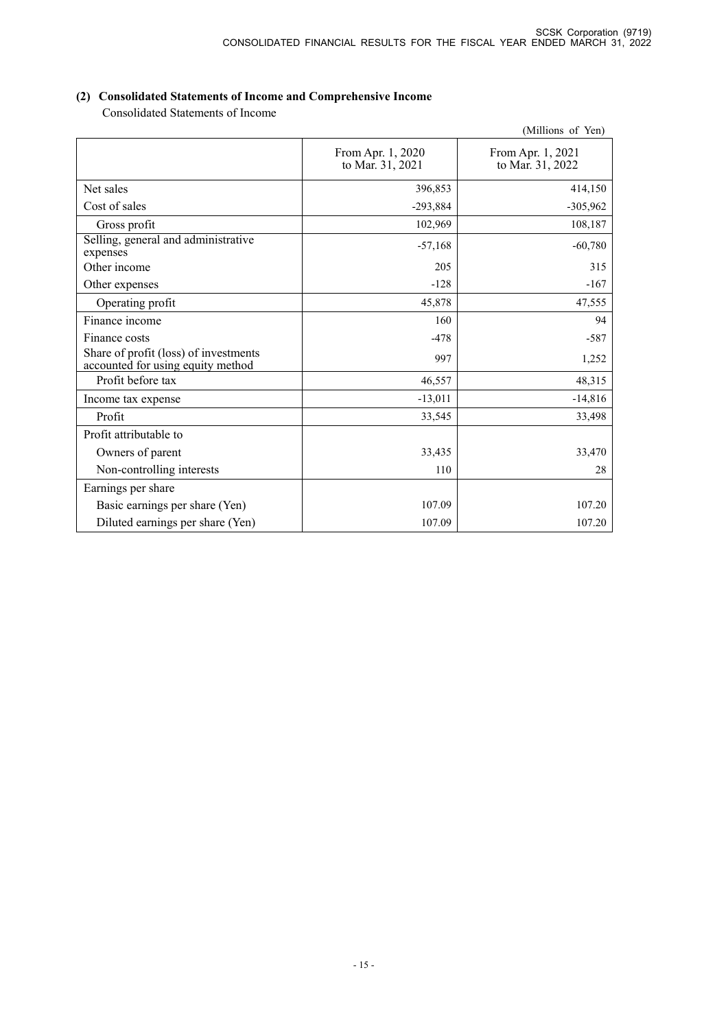## (2) Consolidated Statements of Income and Comprehensive Income

Consolidated Statements of Income

(Millions of Yen)

| | From Apr. 1, 2020 to Mar. 31, 2021 | From Apr. 1, 2021 to Mar. 31, 2022 |
|---|---|---|
| Net sales | 396,853 | 414,150 |
| Cost of sales | -293,884 | -305,962 |
| Gross profit | 102,969 | 108,187 |
| Selling, general and administrative expenses | -57,168 | -60,780 |
| Other income | 205 | 315 |
| Other expenses | -128 | -167 |
| Operating profit | 45,878 | 47,555 |
| Finance income | 160 | 94 |
| Finance costs | -478 | -587 |
| Share of profit (loss) of investments accounted for using equity method | 997 | 1,252 |
| Profit before tax | 46,557 | 48,315 |
| Income tax expense | -13,011 | -14,816 |
| Profit | 33,545 | 33,498 |
| Profit attributable to | | |
| Owners of parent | 33,435 | 33,470 |
| Non-controlling interests | 110 | 28 |
| Earnings per share | | |
| Basic earnings per share (Yen) | 107.09 | 107.20 |
| Diluted earnings per share (Yen) | 107.09 | 107.20 |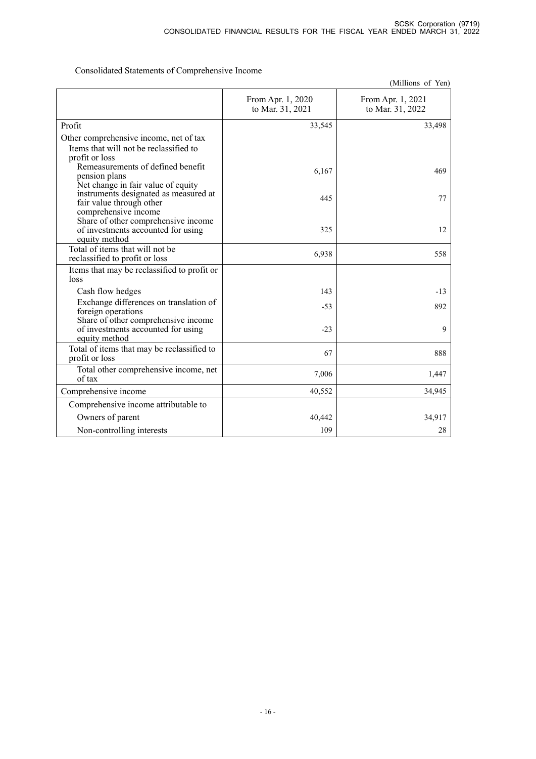Consolidated Statements of Comprehensive Income

(Millions of Yen)

| | From Apr. 1, 2020 to Mar. 31, 2021 | From Apr. 1, 2021 to Mar. 31, 2022 |
|---|---|---|
| Profit | 33,545 | 33,498 |
| Other comprehensive income, net of tax | | |
| Items that will not be reclassified to profit or loss | | |
| Remeasurements of defined benefit pension plans | 6,167 | 469 |
| Net change in fair value of equity instruments designated as measured at fair value through other comprehensive income | 445 | 77 |
| Share of other comprehensive income of investments accounted for using equity method | 325 | 12 |
| Total of items that will not be reclassified to profit or loss | 6,938 | 558 |
| Items that may be reclassified to profit or loss | | |
| Cash flow hedges | 143 | -13 |
| Exchange differences on translation of foreign operations | -53 | 892 |
| Share of other comprehensive income of investments accounted for using equity method | -23 | 9 |
| Total of items that may be reclassified to profit or loss | 67 | 888 |
| Total other comprehensive income, net of tax | 7,006 | 1,447 |
| Comprehensive income | 40,552 | 34,945 |
| Comprehensive income attributable to | | |
| Owners of parent | 40,442 | 34,917 |
| Non-controlling interests | 109 | 28 |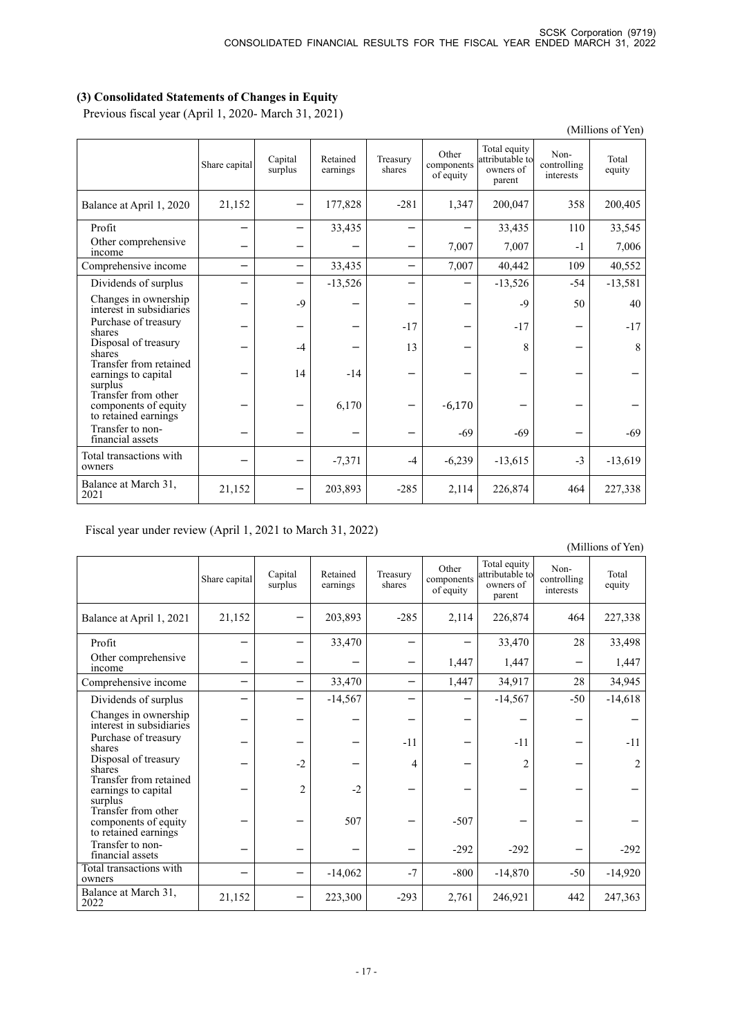### (3) Consolidated Statements of Changes in Equity

Previous fiscal year (April 1, 2020- March 31, 2021)

(Millions of Yen)

| | Share capital | Capital surplus | Retained earnings | Treasury shares | Other components of equity | Total equity attributable to owners of parent | Non-controlling interests | Total equity |
|---|---|---|---|---|---|---|---|---|
| Balance at April 1, 2020 | 21,152 | – | 177,828 | -281 | 1,347 | 200,047 | 358 | 200,405 |
| Profit | – | – | 33,435 | – | – | 33,435 | 110 | 33,545 |
| Other comprehensive income | – | – | – | – | 7,007 | 7,007 | -1 | 7,006 |
| Comprehensive income | – | – | 33,435 | – | 7,007 | 40,442 | 109 | 40,552 |
| Dividends of surplus | – | – | -13,526 | – | – | -13,526 | -54 | -13,581 |
| Changes in ownership interest in subsidiaries | – | -9 | – | – | – | -9 | 50 | 40 |
| Purchase of treasury shares | – | – | – | -17 | – | -17 | – | -17 |
| Disposal of treasury shares | – | -4 | – | 13 | – | 8 | – | 8 |
| Transfer from retained earnings to capital surplus | – | 14 | -14 | – | – | – | – | – |
| Transfer from other components of equity to retained earnings | – | – | 6,170 | – | -6,170 | – | – | – |
| Transfer to non-financial assets | – | – | – | – | -69 | -69 | – | -69 |
| Total transactions with owners | – | – | -7,371 | -4 | -6,239 | -13,615 | -3 | -13,619 |
| Balance at March 31, 2021 | 21,152 | – | 203,893 | -285 | 2,114 | 226,874 | 464 | 227,338 |

Fiscal year under review (April 1, 2021 to March 31, 2022)

(Millions of Yen)

| | Share capital | Capital surplus | Retained earnings | Treasury shares | Other components of equity | Total equity attributable to owners of parent | Non-controlling interests | Total equity |
|---|---|---|---|---|---|---|---|---|
| Balance at April 1, 2021 | 21,152 | – | 203,893 | -285 | 2,114 | 226,874 | 464 | 227,338 |
| Profit | – | – | 33,470 | – | – | 33,470 | 28 | 33,498 |
| Other comprehensive income | – | – | – | – | 1,447 | 1,447 | – | 1,447 |
| Comprehensive income | – | – | 33,470 | – | 1,447 | 34,917 | 28 | 34,945 |
| Dividends of surplus | – | – | -14,567 | – | – | -14,567 | -50 | -14,618 |
| Changes in ownership interest in subsidiaries | – | – | – | – | – | – | – | – |
| Purchase of treasury shares | – | – | – | -11 | – | -11 | – | -11 |
| Disposal of treasury shares | – | -2 | – | 4 | – | 2 | – | 2 |
| Transfer from retained earnings to capital surplus | – | 2 | -2 | – | – | – | – | – |
| Transfer from other components of equity to retained earnings | – | – | 507 | – | -507 | – | – | – |
| Transfer to non-financial assets | – | – | – | – | -292 | -292 | – | -292 |
| Total transactions with owners | – | – | -14,062 | -7 | -800 | -14,870 | -50 | -14,920 |
| Balance at March 31, 2022 | 21,152 | – | 223,300 | -293 | 2,761 | 246,921 | 442 | 247,363 |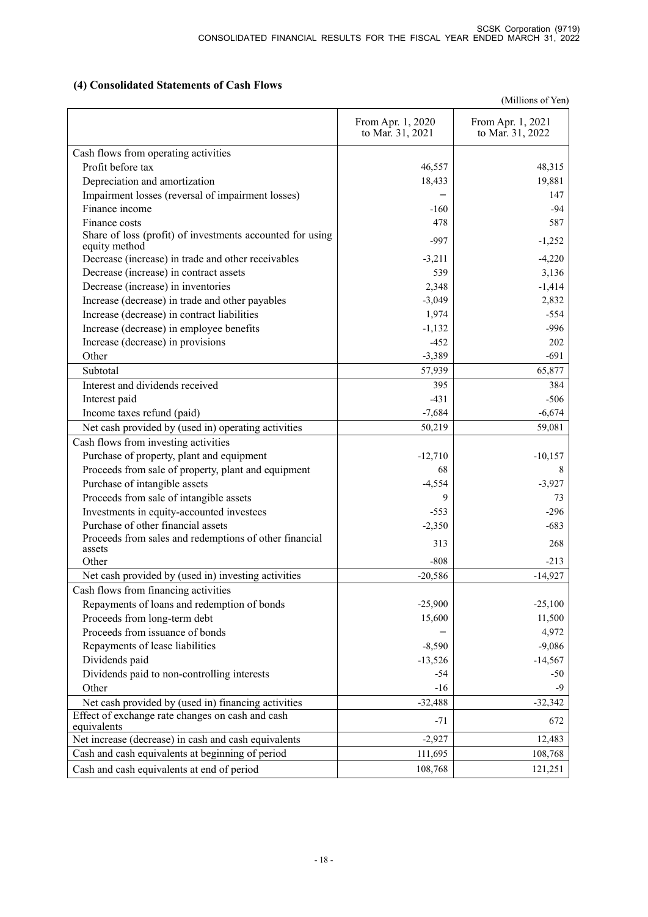## (4) Consolidated Statements of Cash Flows

(Millions of Yen)

| | From Apr. 1, 2020 to Mar. 31, 2021 | From Apr. 1, 2021 to Mar. 31, 2022 |
|---|---|---|
| Cash flows from operating activities | | |
| Profit before tax | 46,557 | 48,315 |
| Depreciation and amortization | 18,433 | 19,881 |
| Impairment losses (reversal of impairment losses) | – | 147 |
| Finance income | -160 | -94 |
| Finance costs | 478 | 587 |
| Share of loss (profit) of investments accounted for using equity method | -997 | -1,252 |
| Decrease (increase) in trade and other receivables | -3,211 | -4,220 |
| Decrease (increase) in contract assets | 539 | 3,136 |
| Decrease (increase) in inventories | 2,348 | -1,414 |
| Increase (decrease) in trade and other payables | -3,049 | 2,832 |
| Increase (decrease) in contract liabilities | 1,974 | -554 |
| Increase (decrease) in employee benefits | -1,132 | -996 |
| Increase (decrease) in provisions | -452 | 202 |
| Other | -3,389 | -691 |
| Subtotal | 57,939 | 65,877 |
| Interest and dividends received | 395 | 384 |
| Interest paid | -431 | -506 |
| Income taxes refund (paid) | -7,684 | -6,674 |
| Net cash provided by (used in) operating activities | 50,219 | 59,081 |
| Cash flows from investing activities | | |
| Purchase of property, plant and equipment | -12,710 | -10,157 |
| Proceeds from sale of property, plant and equipment | 68 | 8 |
| Purchase of intangible assets | -4,554 | -3,927 |
| Proceeds from sale of intangible assets | 9 | 73 |
| Investments in equity-accounted investees | -553 | -296 |
| Purchase of other financial assets | -2,350 | -683 |
| Proceeds from sales and redemptions of other financial assets | 313 | 268 |
| Other | -808 | -213 |
| Net cash provided by (used in) investing activities | -20,586 | -14,927 |
| Cash flows from financing activities | | |
| Repayments of loans and redemption of bonds | -25,900 | -25,100 |
| Proceeds from long-term debt | 15,600 | 11,500 |
| Proceeds from issuance of bonds | – | 4,972 |
| Repayments of lease liabilities | -8,590 | -9,086 |
| Dividends paid | -13,526 | -14,567 |
| Dividends paid to non-controlling interests | -54 | -50 |
| Other | -16 | -9 |
| Net cash provided by (used in) financing activities | -32,488 | -32,342 |
| Effect of exchange rate changes on cash and cash equivalents | -71 | 672 |
| Net increase (decrease) in cash and cash equivalents | -2,927 | 12,483 |
| Cash and cash equivalents at beginning of period | 111,695 | 108,768 |
| Cash and cash equivalents at end of period | 108,768 | 121,251 |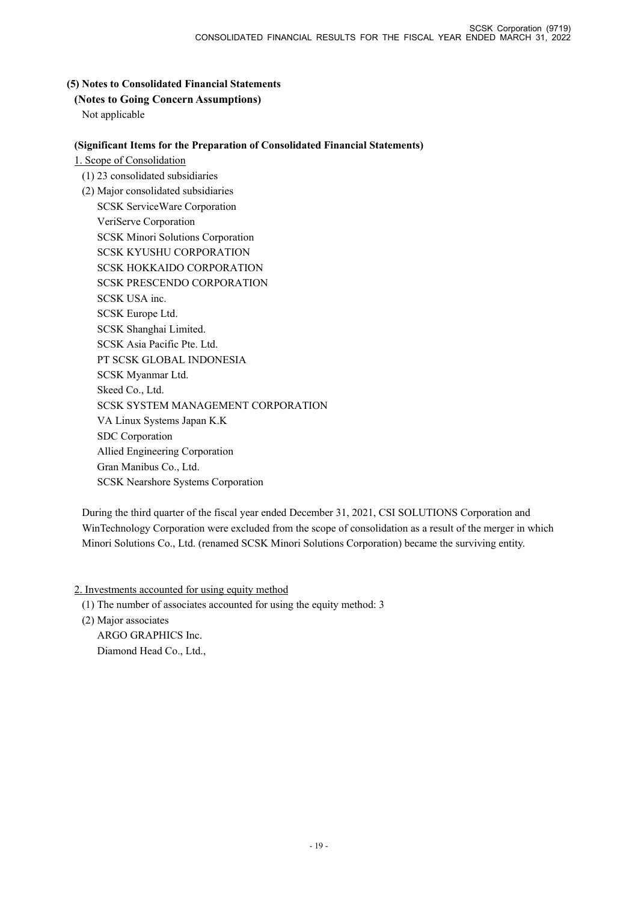## (5) Notes to Consolidated Financial Statements

### (Notes to Going Concern Assumptions)

Not applicable

### (Significant Items for the Preparation of Consolidated Financial Statements)

1. Scope of Consolidation

(1) 23 consolidated subsidiaries

(2) Major consolidated subsidiaries

SCSK ServiceWare Corporation
VeriServe Corporation
SCSK Minori Solutions Corporation
SCSK KYUSHU CORPORATION
SCSK HOKKAIDO CORPORATION
SCSK PRESCENDO CORPORATION
SCSK USA inc.
SCSK Europe Ltd.
SCSK Shanghai Limited.
SCSK Asia Pacific Pte. Ltd.
PT SCSK GLOBAL INDONESIA
SCSK Myanmar Ltd.
Skeed Co., Ltd.
SCSK SYSTEM MANAGEMENT CORPORATION
VA Linux Systems Japan K.K
SDC Corporation
Allied Engineering Corporation
Gran Manibus Co., Ltd.
SCSK Nearshore Systems Corporation

During the third quarter of the fiscal year ended December 31, 2021, CSI SOLUTIONS Corporation and WinTechnology Corporation were excluded from the scope of consolidation as a result of the merger in which Minori Solutions Co., Ltd. (renamed SCSK Minori Solutions Corporation) became the surviving entity.

2. Investments accounted for using equity method

(1) The number of associates accounted for using the equity method: 3

(2) Major associates

ARGO GRAPHICS Inc.
Diamond Head Co., Ltd.,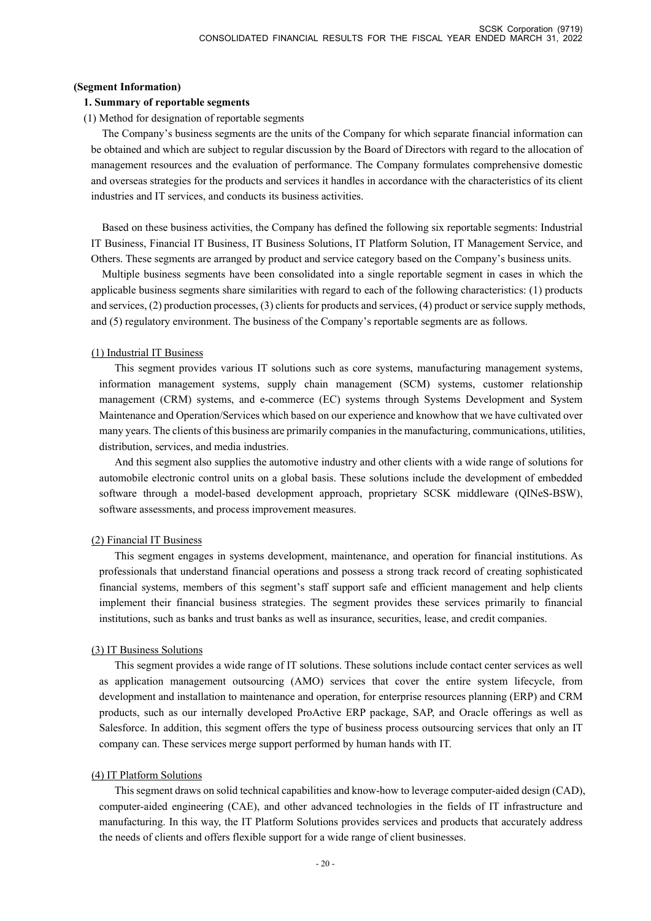## (Segment Information)

### 1. Summary of reportable segments

(1) Method for designation of reportable segments

The Company's business segments are the units of the Company for which separate financial information can be obtained and which are subject to regular discussion by the Board of Directors with regard to the allocation of management resources and the evaluation of performance. The Company formulates comprehensive domestic and overseas strategies for the products and services it handles in accordance with the characteristics of its client industries and IT services, and conducts its business activities.

Based on these business activities, the Company has defined the following six reportable segments: Industrial IT Business, Financial IT Business, IT Business Solutions, IT Platform Solution, IT Management Service, and Others. These segments are arranged by product and service category based on the Company's business units.

Multiple business segments have been consolidated into a single reportable segment in cases in which the applicable business segments share similarities with regard to each of the following characteristics: (1) products and services, (2) production processes, (3) clients for products and services, (4) product or service supply methods, and (5) regulatory environment. The business of the Company's reportable segments are as follows.

(1) Industrial IT Business

This segment provides various IT solutions such as core systems, manufacturing management systems, information management systems, supply chain management (SCM) systems, customer relationship management (CRM) systems, and e-commerce (EC) systems through Systems Development and System Maintenance and Operation/Services which based on our experience and knowhow that we have cultivated over many years. The clients of this business are primarily companies in the manufacturing, communications, utilities, distribution, services, and media industries.

And this segment also supplies the automotive industry and other clients with a wide range of solutions for automobile electronic control units on a global basis. These solutions include the development of embedded software through a model-based development approach, proprietary SCSK middleware (QINeS-BSW), software assessments, and process improvement measures.

(2) Financial IT Business

This segment engages in systems development, maintenance, and operation for financial institutions. As professionals that understand financial operations and possess a strong track record of creating sophisticated financial systems, members of this segment's staff support safe and efficient management and help clients implement their financial business strategies. The segment provides these services primarily to financial institutions, such as banks and trust banks as well as insurance, securities, lease, and credit companies.

(3) IT Business Solutions

This segment provides a wide range of IT solutions. These solutions include contact center services as well as application management outsourcing (AMO) services that cover the entire system lifecycle, from development and installation to maintenance and operation, for enterprise resources planning (ERP) and CRM products, such as our internally developed ProActive ERP package, SAP, and Oracle offerings as well as Salesforce. In addition, this segment offers the type of business process outsourcing services that only an IT company can. These services merge support performed by human hands with IT.

(4) IT Platform Solutions

This segment draws on solid technical capabilities and know-how to leverage computer-aided design (CAD), computer-aided engineering (CAE), and other advanced technologies in the fields of IT infrastructure and manufacturing. In this way, the IT Platform Solutions provides services and products that accurately address the needs of clients and offers flexible support for a wide range of client businesses.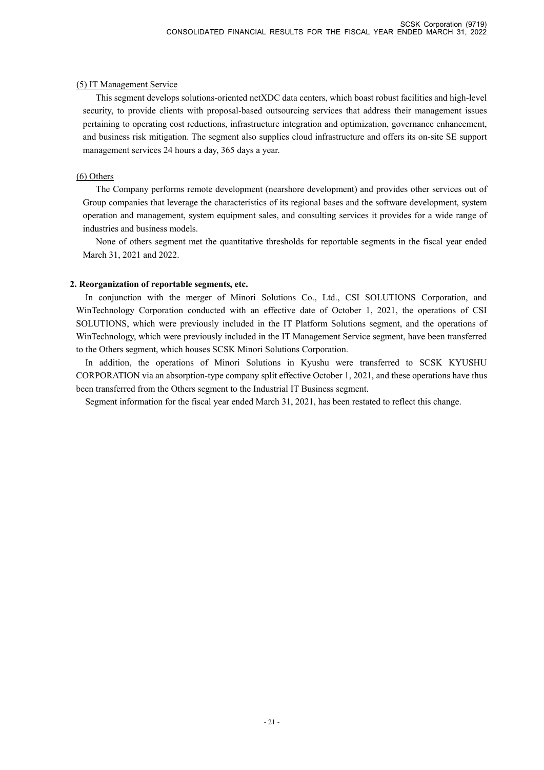(5) IT Management Service

This segment develops solutions-oriented netXDC data centers, which boast robust facilities and high-level security, to provide clients with proposal-based outsourcing services that address their management issues pertaining to operating cost reductions, infrastructure integration and optimization, governance enhancement, and business risk mitigation. The segment also supplies cloud infrastructure and offers its on-site SE support management services 24 hours a day, 365 days a year.

(6) Others

The Company performs remote development (nearshore development) and provides other services out of Group companies that leverage the characteristics of its regional bases and the software development, system operation and management, system equipment sales, and consulting services it provides for a wide range of industries and business models.

None of others segment met the quantitative thresholds for reportable segments in the fiscal year ended March 31, 2021 and 2022.

**2. Reorganization of reportable segments, etc.**

In conjunction with the merger of Minori Solutions Co., Ltd., CSI SOLUTIONS Corporation, and WinTechnology Corporation conducted with an effective date of October 1, 2021, the operations of CSI SOLUTIONS, which were previously included in the IT Platform Solutions segment, and the operations of WinTechnology, which were previously included in the IT Management Service segment, have been transferred to the Others segment, which houses SCSK Minori Solutions Corporation.

In addition, the operations of Minori Solutions in Kyushu were transferred to SCSK KYUSHU CORPORATION via an absorption-type company split effective October 1, 2021, and these operations have thus been transferred from the Others segment to the Industrial IT Business segment.

Segment information for the fiscal year ended March 31, 2021, has been restated to reflect this change.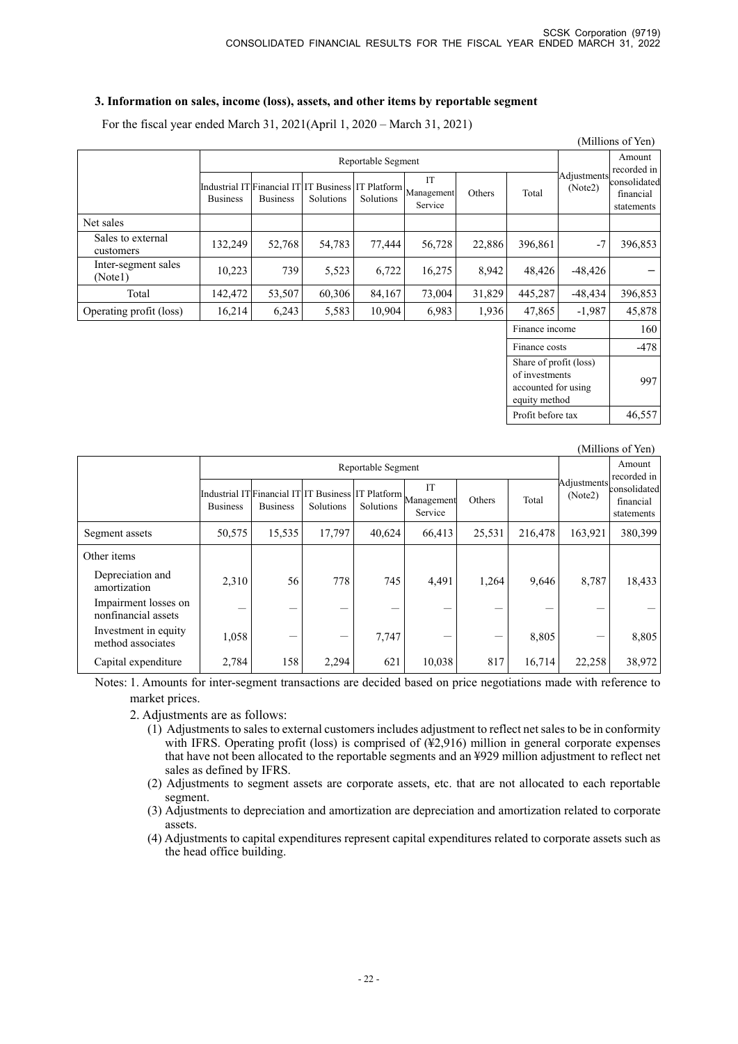### 3. Information on sales, income (loss), assets, and other items by reportable segment

For the fiscal year ended March 31, 2021(April 1, 2020 – March 31, 2021)

(Millions of Yen)

| | Reportable Segment | | | | | | | Adjustments (Note2) | Amount recorded in consolidated financial statements |
|---|---|---|---|---|---|---|---|---|---|
| | Industrial IT Business | Financial IT Business | IT Business Solutions | IT Platform Solutions | IT Management Service | Others | Total | | |
| Net sales | | | | | | | | | |
| Sales to external customers | 132,249 | 52,768 | 54,783 | 77,444 | 56,728 | 22,886 | 396,861 | -7 | 396,853 |
| Inter-segment sales (Note1) | 10,223 | 739 | 5,523 | 6,722 | 16,275 | 8,942 | 48,426 | -48,426 | – |
| Total | 142,472 | 53,507 | 60,306 | 84,167 | 73,004 | 31,829 | 445,287 | -48,434 | 396,853 |
| Operating profit (loss) | 16,214 | 6,243 | 5,583 | 10,904 | 6,983 | 1,936 | 47,865 | -1,987 | 45,878 |
| | | | | | | | Finance income | | 160 |
| | | | | | | | Finance costs | | -478 |
| | | | | | | | Share of profit (loss) of investments accounted for using equity method | | 997 |
| | | | | | | | Profit before tax | | 46,557 |

(Millions of Yen)

| | Reportable Segment | | | | | | | Adjustments (Note2) | Amount recorded in consolidated financial statements |
|---|---|---|---|---|---|---|---|---|---|
| | Industrial IT Business | Financial IT Business | IT Business Solutions | IT Platform Solutions | IT Management Service | Others | Total | | |
| Segment assets | 50,575 | 15,535 | 17,797 | 40,624 | 66,413 | 25,531 | 216,478 | 163,921 | 380,399 |
| Other items | | | | | | | | | |
| Depreciation and amortization | 2,310 | 56 | 778 | 745 | 4,491 | 1,264 | 9,646 | 8,787 | 18,433 |
| Impairment losses on nonfinancial assets | – | – | – | – | – | – | – | – | – |
| Investment in equity method associates | 1,058 | – | – | 7,747 | – | – | 8,805 | – | 8,805 |
| Capital expenditure | 2,784 | 158 | 2,294 | 621 | 10,038 | 817 | 16,714 | 22,258 | 38,972 |

Notes: 1. Amounts for inter-segment transactions are decided based on price negotiations made with reference to market prices.

2. Adjustments are as follows:

(1) Adjustments to sales to external customers includes adjustment to reflect net sales to be in conformity with IFRS. Operating profit (loss) is comprised of (¥2,916) million in general corporate expenses that have not been allocated to the reportable segments and an ¥929 million adjustment to reflect net sales as defined by IFRS.

(2) Adjustments to segment assets are corporate assets, etc. that are not allocated to each reportable segment.

(3) Adjustments to depreciation and amortization are depreciation and amortization related to corporate assets.

(4) Adjustments to capital expenditures represent capital expenditures related to corporate assets such as the head office building.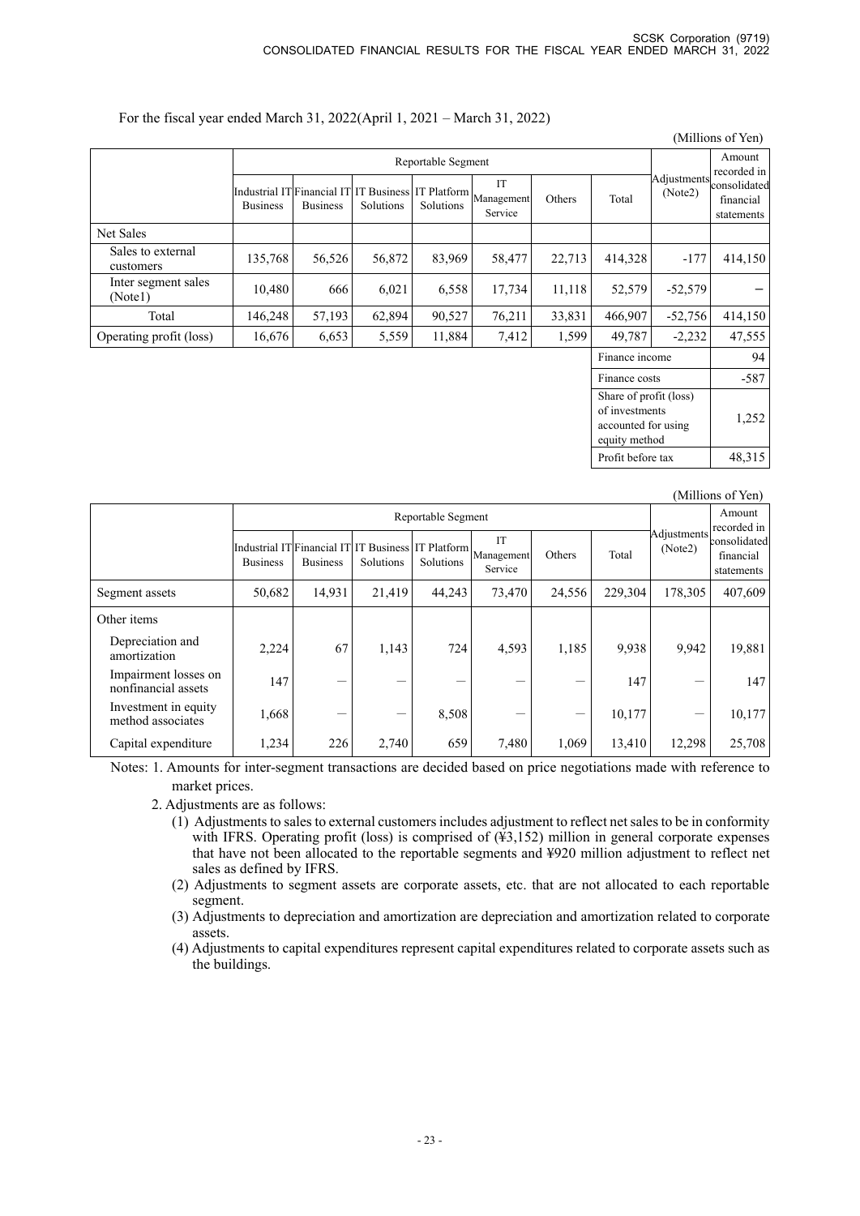For the fiscal year ended March 31, 2022(April 1, 2021 – March 31, 2022)

(Millions of Yen)

| | Reportable Segment | | | | | | | Adjustments (Note2) | Amount recorded in consolidated financial statements |
|---|---|---|---|---|---|---|---|---|---|
| | Industrial IT Business | Financial IT Business | IT Business Solutions | IT Platform Solutions | IT Management Service | Others | Total | | |
| Net Sales | | | | | | | | | |
| Sales to external customers | 135,768 | 56,526 | 56,872 | 83,969 | 58,477 | 22,713 | 414,328 | -177 | 414,150 |
| Inter segment sales (Note1) | 10,480 | 666 | 6,021 | 6,558 | 17,734 | 11,118 | 52,579 | -52,579 | – |
| Total | 146,248 | 57,193 | 62,894 | 90,527 | 76,211 | 33,831 | 466,907 | -52,756 | 414,150 |
| Operating profit (loss) | 16,676 | 6,653 | 5,559 | 11,884 | 7,412 | 1,599 | 49,787 | -2,232 | 47,555 |
| | | | | | | | Finance income | | 94 |
| | | | | | | | Finance costs | | -587 |
| | | | | | | | Share of profit (loss) of investments accounted for using equity method | | 1,252 |
| | | | | | | | Profit before tax | | 48,315 |

(Millions of Yen)

| | Reportable Segment | | | | | | | Adjustments (Note2) | Amount recorded in consolidated financial statements |
|---|---|---|---|---|---|---|---|---|---|
| | Industrial IT Business | Financial IT Business | IT Business Solutions | IT Platform Solutions | IT Management Service | Others | Total | | |
| Segment assets | 50,682 | 14,931 | 21,419 | 44,243 | 73,470 | 24,556 | 229,304 | 178,305 | 407,609 |
| Other items | | | | | | | | | |
| Depreciation and amortization | 2,224 | 67 | 1,143 | 724 | 4,593 | 1,185 | 9,938 | 9,942 | 19,881 |
| Impairment losses on nonfinancial assets | 147 | — | — | — | — | — | 147 | — | 147 |
| Investment in equity method associates | 1,668 | — | — | 8,508 | — | — | 10,177 | — | 10,177 |
| Capital expenditure | 1,234 | 226 | 2,740 | 659 | 7,480 | 1,069 | 13,410 | 12,298 | 25,708 |

Notes: 1. Amounts for inter-segment transactions are decided based on price negotiations made with reference to market prices.

2. Adjustments are as follows:

(1) Adjustments to sales to external customers includes adjustment to reflect net sales to be in conformity with IFRS. Operating profit (loss) is comprised of (¥3,152) million in general corporate expenses that have not been allocated to the reportable segments and ¥920 million adjustment to reflect net sales as defined by IFRS.

(2) Adjustments to segment assets are corporate assets, etc. that are not allocated to each reportable segment.

(3) Adjustments to depreciation and amortization are depreciation and amortization related to corporate assets.

(4) Adjustments to capital expenditures represent capital expenditures related to corporate assets such as the buildings.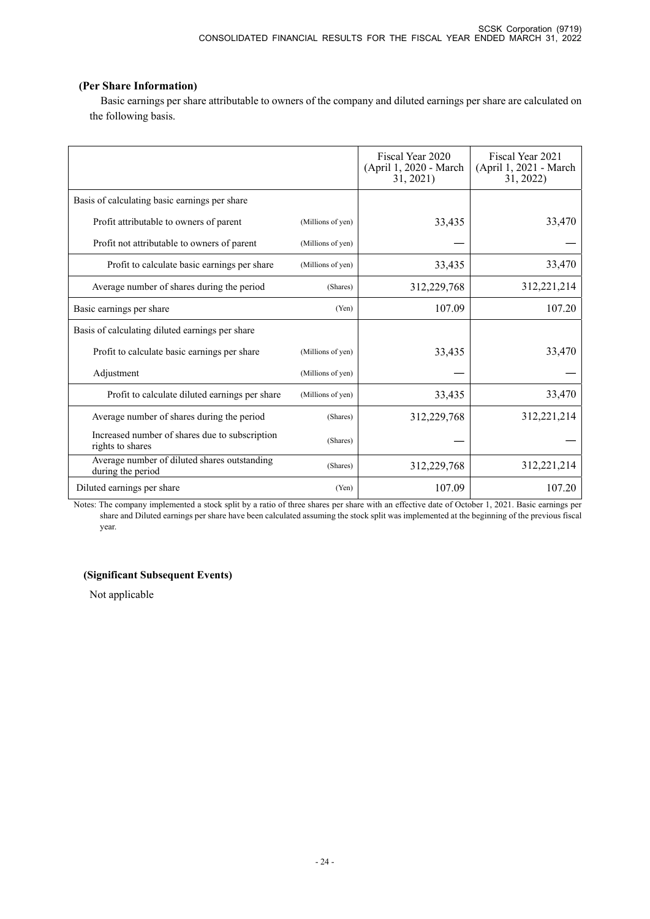## (Per Share Information)

Basic earnings per share attributable to owners of the company and diluted earnings per share are calculated on the following basis.

| | | Fiscal Year 2020 (April 1, 2020 - March 31, 2021) | Fiscal Year 2021 (April 1, 2021 - March 31, 2022) |
|---|---|---|---|
| Basis of calculating basic earnings per share | | | |
| Profit attributable to owners of parent | (Millions of yen) | 33,435 | 33,470 |
| Profit not attributable to owners of parent | (Millions of yen) | — | — |
| Profit to calculate basic earnings per share | (Millions of yen) | 33,435 | 33,470 |
| Average number of shares during the period | (Shares) | 312,229,768 | 312,221,214 |
| Basic earnings per share | (Yen) | 107.09 | 107.20 |
| Basis of calculating diluted earnings per share | | | |
| Profit to calculate basic earnings per share | (Millions of yen) | 33,435 | 33,470 |
| Adjustment | (Millions of yen) | — | — |
| Profit to calculate diluted earnings per share | (Millions of yen) | 33,435 | 33,470 |
| Average number of shares during the period | (Shares) | 312,229,768 | 312,221,214 |
| Increased number of shares due to subscription rights to shares | (Shares) | — | — |
| Average number of diluted shares outstanding during the period | (Shares) | 312,229,768 | 312,221,214 |
| Diluted earnings per share | (Yen) | 107.09 | 107.20 |

Notes: The company implemented a stock split by a ratio of three shares per share with an effective date of October 1, 2021. Basic earnings per share and Diluted earnings per share have been calculated assuming the stock split was implemented at the beginning of the previous fiscal year.

## (Significant Subsequent Events)

Not applicable